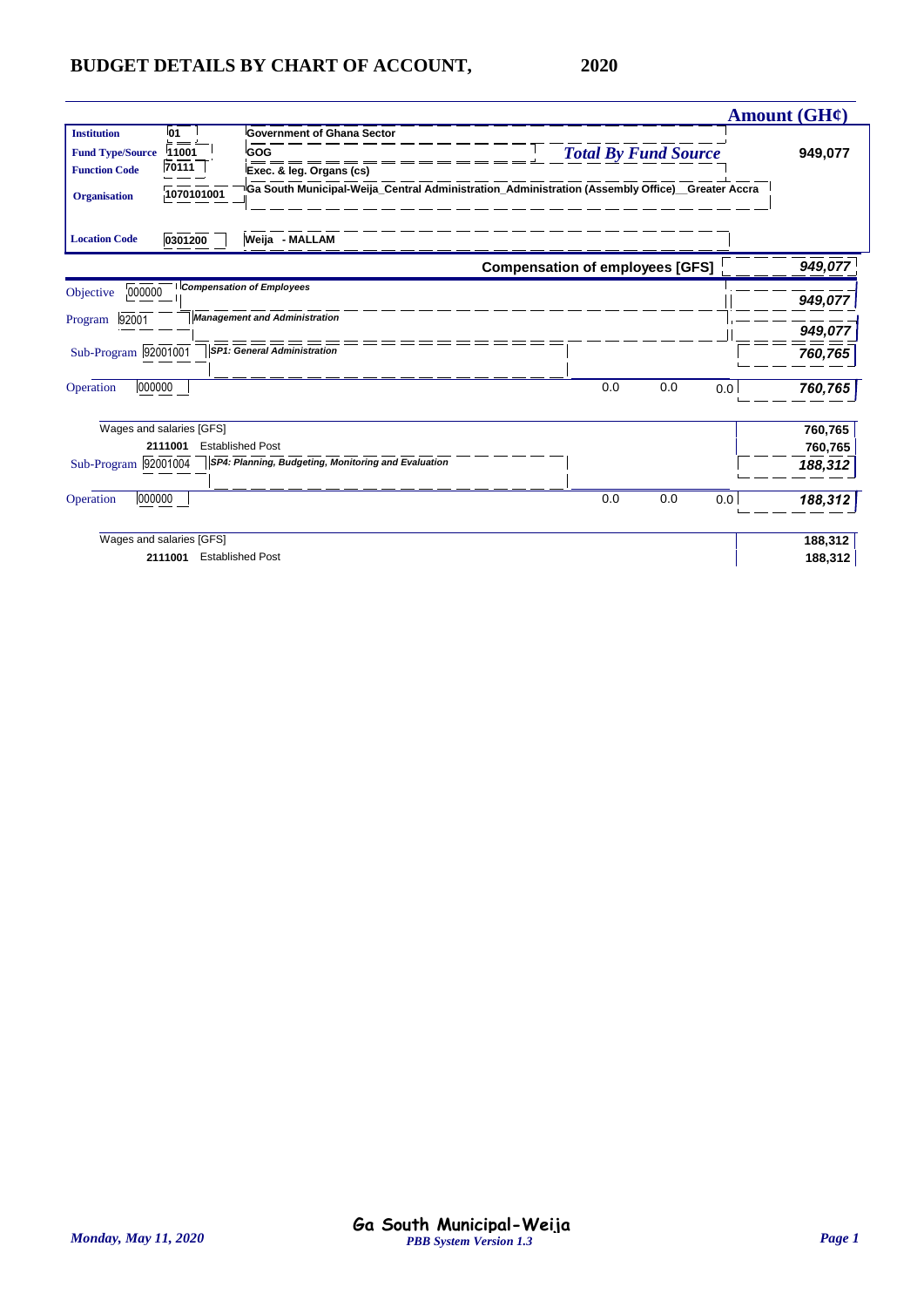# BUDGET DETAILS BY CHART OF ACCOUNT, 2020

| | | | Amount (GH¢) |
|---|---|---|---|
| **Institution** | 01 | Government of Ghana Sector | |
| **Fund Type/Source** | 11001 | GOG | *Total By Fund Source* 949,077 |
| **Function Code** | 70111 | Exec. & leg. Organs (cs) | |
| **Organisation** | 1070101001 | Ga South Municipal-Weija_Central Administration_Administration (Assembly Office)__Greater Accra | |
| **Location Code** | 0301200 | Weija - MALLAM | |

| | | | | | | Amount |
|---|---|---|---|---|---|---|
| | | **Compensation of employees [GFS]** | | | | *949,077* |
| Objective | 000000 | *Compensation of Employees* | | | | *949,077* |
| Program | 92001 | *Management and Administration* | | | | *949,077* |
| Sub-Program | 92001001 | *SP1: General Administration* | | | | *760,765* |
| Operation | 000000 | | 0.0 | 0.0 | 0.0 | *760,765* |
| | | Wages and salaries [GFS] | | | | 760,765 |
| | 2111001 | Established Post | | | | 760,765 |
| Sub-Program | 92001004 | *SP4: Planning, Budgeting, Monitoring and Evaluation* | | | | *188,312* |
| Operation | 000000 | | 0.0 | 0.0 | 0.0 | *188,312* |
| | | Wages and salaries [GFS] | | | | 188,312 |
| | 2111001 | Established Post | | | | 188,312 |

Ga South Municipal-Weija

*Monday, May 11, 2020* — *PBB System Version 1.3*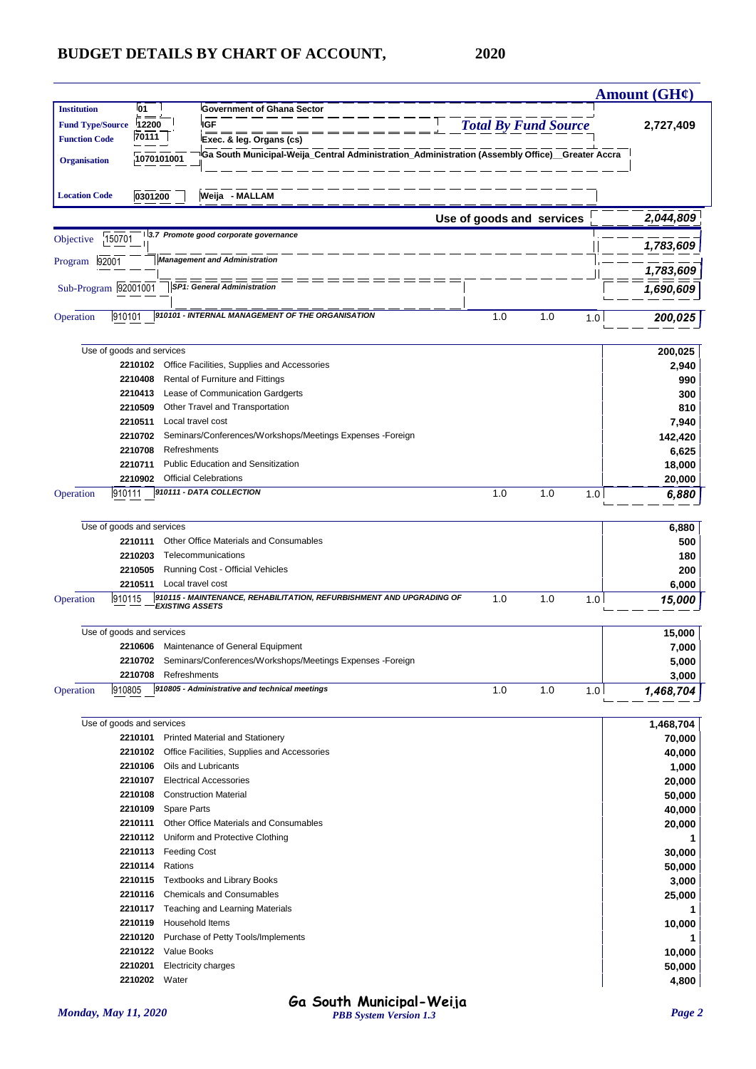# BUDGET DETAILS BY CHART OF ACCOUNT, 2020

**Amount (GH¢)**

| | | | |
|---|---|---|---|
| **Institution** | 01 | Government of Ghana Sector | |
| **Fund Type/Source** | 12200 | IGF | *Total By Fund Source* 2,727,409 |
| **Function Code** | 70111 | Exec. & leg. Organs (cs) | |
| **Organisation** | 1070101001 | Ga South Municipal-Weija_Central Administration_Administration (Assembly Office)__Greater Accra | |
| **Location Code** | 0301200 | Weija - MALLAM | |

**Use of goods and services** — *2,044,809*

Objective 150701 — *3.7 Promote good corporate governance* — *1,783,609*

Program 92001 — *Management and Administration* — *1,783,609*

Sub-Program 92001001 — *SP1: General Administration* — *1,690,609*

Operation 910101 — *910101 - INTERNAL MANAGEMENT OF THE ORGANISATION* — 1.0 1.0 1.0 — *200,025*

| Code | Description | Amount |
|---|---|---|
| | Use of goods and services | **200,025** |
| 2210102 | Office Facilities, Supplies and Accessories | 2,940 |
| 2210408 | Rental of Furniture and Fittings | 990 |
| 2210413 | Lease of Communication Gardgerts | 300 |
| 2210509 | Other Travel and Transportation | 810 |
| 2210511 | Local travel cost | 7,940 |
| 2210702 | Seminars/Conferences/Workshops/Meetings Expenses -Foreign | 142,420 |
| 2210708 | Refreshments | 6,625 |
| 2210711 | Public Education and Sensitization | 18,000 |
| 2210902 | Official Celebrations | 20,000 |

Operation 910111 — *910111 - DATA COLLECTION* — 1.0 1.0 1.0 — *6,880*

| Code | Description | Amount |
|---|---|---|
| | Use of goods and services | **6,880** |
| 2210111 | Other Office Materials and Consumables | 500 |
| 2210203 | Telecommunications | 180 |
| 2210505 | Running Cost - Official Vehicles | 200 |
| 2210511 | Local travel cost | 6,000 |

Operation 910115 — *910115 - MAINTENANCE, REHABILITATION, REFURBISHMENT AND UPGRADING OF EXISTING ASSETS* — 1.0 1.0 1.0 — *15,000*

| Code | Description | Amount |
|---|---|---|
| | Use of goods and services | **15,000** |
| 2210606 | Maintenance of General Equipment | 7,000 |
| 2210702 | Seminars/Conferences/Workshops/Meetings Expenses -Foreign | 5,000 |
| 2210708 | Refreshments | 3,000 |

Operation 910805 — *910805 - Administrative and technical meetings* — 1.0 1.0 1.0 — *1,468,704*

| Code | Description | Amount |
|---|---|---|
| | Use of goods and services | **1,468,704** |
| 2210101 | Printed Material and Stationery | 70,000 |
| 2210102 | Office Facilities, Supplies and Accessories | 40,000 |
| 2210106 | Oils and Lubricants | 1,000 |
| 2210107 | Electrical Accessories | 20,000 |
| 2210108 | Construction Material | 50,000 |
| 2210109 | Spare Parts | 40,000 |
| 2210111 | Other Office Materials and Consumables | 20,000 |
| 2210112 | Uniform and Protective Clothing | 1 |
| 2210113 | Feeding Cost | 30,000 |
| 2210114 | Rations | 50,000 |
| 2210115 | Textbooks and Library Books | 3,000 |
| 2210116 | Chemicals and Consumables | 25,000 |
| 2210117 | Teaching and Learning Materials | 1 |
| 2210119 | Household Items | 10,000 |
| 2210120 | Purchase of Petty Tools/Implements | 1 |
| 2210122 | Value Books | 10,000 |
| 2210201 | Electricity charges | 50,000 |
| 2210202 | Water | 4,800 |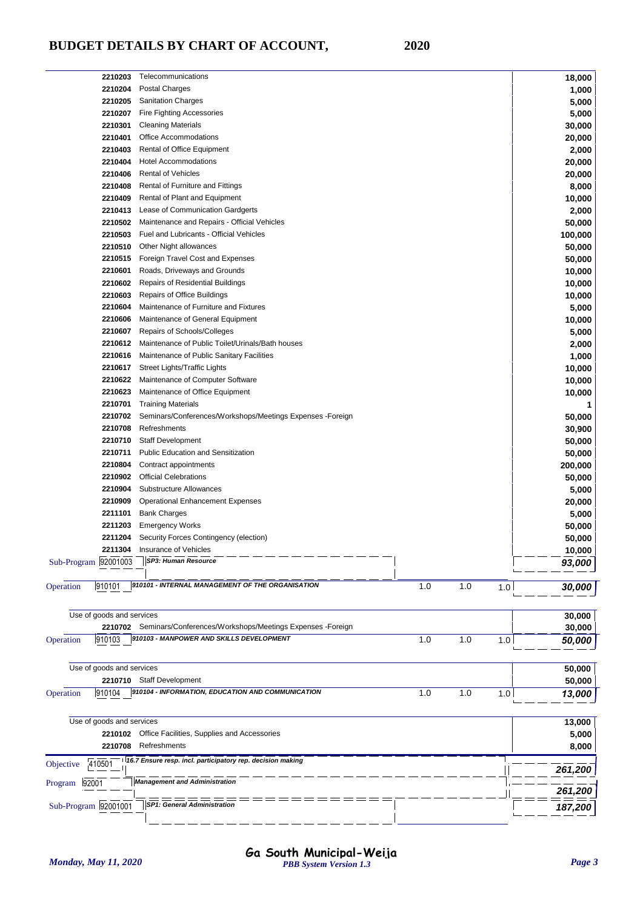# BUDGET DETAILS BY CHART OF ACCOUNT, 2020

| Code | Description | | | | Amount |
|---|---|---|---|---|---|
| 2210203 | Telecommunications | | | | 18,000 |
| 2210204 | Postal Charges | | | | 1,000 |
| 2210205 | Sanitation Charges | | | | 5,000 |
| 2210207 | Fire Fighting Accessories | | | | 5,000 |
| 2210301 | Cleaning Materials | | | | 30,000 |
| 2210401 | Office Accommodations | | | | 20,000 |
| 2210403 | Rental of Office Equipment | | | | 2,000 |
| 2210404 | Hotel Accommodations | | | | 20,000 |
| 2210406 | Rental of Vehicles | | | | 20,000 |
| 2210408 | Rental of Furniture and Fittings | | | | 8,000 |
| 2210409 | Rental of Plant and Equipment | | | | 10,000 |
| 2210413 | Lease of Communication Gardgerts | | | | 2,000 |
| 2210502 | Maintenance and Repairs - Official Vehicles | | | | 50,000 |
| 2210503 | Fuel and Lubricants - Official Vehicles | | | | 100,000 |
| 2210510 | Other Night allowances | | | | 50,000 |
| 2210515 | Foreign Travel Cost and Expenses | | | | 50,000 |
| 2210601 | Roads, Driveways and Grounds | | | | 10,000 |
| 2210602 | Repairs of Residential Buildings | | | | 10,000 |
| 2210603 | Repairs of Office Buildings | | | | 10,000 |
| 2210604 | Maintenance of Furniture and Fixtures | | | | 5,000 |
| 2210606 | Maintenance of General Equipment | | | | 10,000 |
| 2210607 | Repairs of Schools/Colleges | | | | 5,000 |
| 2210612 | Maintenance of Public Toilet/Urinals/Bath houses | | | | 2,000 |
| 2210616 | Maintenance of Public Sanitary Facilities | | | | 1,000 |
| 2210617 | Street Lights/Traffic Lights | | | | 10,000 |
| 2210622 | Maintenance of Computer Software | | | | 10,000 |
| 2210623 | Maintenance of Office Equipment | | | | 10,000 |
| 2210701 | Training Materials | | | | 1 |
| 2210702 | Seminars/Conferences/Workshops/Meetings Expenses -Foreign | | | | 50,000 |
| 2210708 | Refreshments | | | | 30,900 |
| 2210710 | Staff Development | | | | 50,000 |
| 2210711 | Public Education and Sensitization | | | | 50,000 |
| 2210804 | Contract appointments | | | | 200,000 |
| 2210902 | Official Celebrations | | | | 50,000 |
| 2210904 | Substructure Allowances | | | | 5,000 |
| 2210909 | Operational Enhancement Expenses | | | | 20,000 |
| 2211101 | Bank Charges | | | | 5,000 |
| 2211203 | Emergency Works | | | | 50,000 |
| 2211204 | Security Forces Contingency (election) | | | | 50,000 |
| 2211304 | Insurance of Vehicles | | | | 10,000 |
| Sub-Program 92001003 | ***SP3: Human Resource*** | | | | ***93,000*** |
| Operation 910101 | ***910101 - INTERNAL MANAGEMENT OF THE ORGANISATION*** | 1.0 | 1.0 | 1.0 | ***30,000*** |
| | Use of goods and services | | | | 30,000 |
| 2210702 | Seminars/Conferences/Workshops/Meetings Expenses -Foreign | | | | 30,000 |
| Operation 910103 | ***910103 - MANPOWER AND SKILLS DEVELOPMENT*** | 1.0 | 1.0 | 1.0 | ***50,000*** |
| | Use of goods and services | | | | 50,000 |
| 2210710 | Staff Development | | | | 50,000 |
| Operation 910104 | ***910104 - INFORMATION, EDUCATION AND COMMUNICATION*** | 1.0 | 1.0 | 1.0 | ***13,000*** |
| | Use of goods and services | | | | 13,000 |
| 2210102 | Office Facilities, Supplies and Accessories | | | | 5,000 |
| 2210708 | Refreshments | | | | 8,000 |
| Objective 410501 | ***16.7 Ensure resp. incl. participatory rep. decision making*** | | | | ***261,200*** |
| Program 92001 | ***Management and Administration*** | | | | ***261,200*** |
| Sub-Program 92001001 | ***SP1: General Administration*** | | | | ***187,200*** |

*Monday, May 11, 2020* — **Ga South Municipal-Weija** — *PBB System Version 1.3*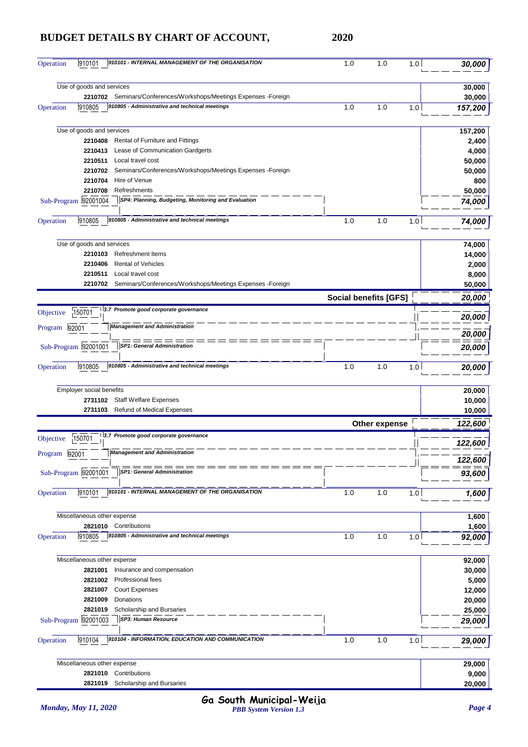# BUDGET DETAILS BY CHART OF ACCOUNT, 2020

| | | | | | |
|---|---|---|---|---|---|
| Operation 910101 | *910101 - INTERNAL MANAGEMENT OF THE ORGANISATION* | 1.0 | 1.0 | 1.0 | ***30,000*** |
| Use of goods and services | | | | | **30,000** |
| 2210702 | Seminars/Conferences/Workshops/Meetings Expenses -Foreign | | | | **30,000** |
| Operation 910805 | *910805 - Administrative and technical meetings* | 1.0 | 1.0 | 1.0 | ***157,200*** |
| Use of goods and services | | | | | **157,200** |
| 2210408 | Rental of Furniture and Fittings | | | | **2,400** |
| 2210413 | Lease of Communication Gardgerts | | | | **4,000** |
| 2210511 | Local travel cost | | | | **50,000** |
| 2210702 | Seminars/Conferences/Workshops/Meetings Expenses -Foreign | | | | **50,000** |
| 2210704 | Hire of Venue | | | | **800** |
| 2210708 | Refreshments | | | | **50,000** |
| Sub-Program 92001004 | *SP4: Planning, Budgeting, Monitoring and Evaluation* | | | | ***74,000*** |
| Operation 910805 | *910805 - Administrative and technical meetings* | 1.0 | 1.0 | 1.0 | ***74,000*** |
| Use of goods and services | | | | | **74,000** |
| 2210103 | Refreshment Items | | | | **14,000** |
| 2210406 | Rental of Vehicles | | | | **2,000** |
| 2210511 | Local travel cost | | | | **8,000** |
| 2210702 | Seminars/Conferences/Workshops/Meetings Expenses -Foreign | | | | **50,000** |
| | **Social benefits [GFS]** | | | | ***20,000*** |
| Objective 150701 | *3.7 Promote good corporate governance* | | | | ***20,000*** |
| Program 92001 | *Management and Administration* | | | | ***20,000*** |
| Sub-Program 92001001 | *SP1: General Administration* | | | | ***20,000*** |
| Operation 910805 | *910805 - Administrative and technical meetings* | 1.0 | 1.0 | 1.0 | ***20,000*** |
| Employer social benefits | | | | | **20,000** |
| 2731102 | Staff Welfare Expenses | | | | **10,000** |
| 2731103 | Refund of Medical Expenses | | | | **10,000** |
| | **Other expense** | | | | ***122,600*** |
| Objective 150701 | *3.7 Promote good corporate governance* | | | | ***122,600*** |
| Program 92001 | *Management and Administration* | | | | ***122,600*** |
| Sub-Program 92001001 | *SP1: General Administration* | | | | ***93,600*** |
| Operation 910101 | *910101 - INTERNAL MANAGEMENT OF THE ORGANISATION* | 1.0 | 1.0 | 1.0 | ***1,600*** |
| Miscellaneous other expense | | | | | **1,600** |
| 2821010 | Contributions | | | | **1,600** |
| Operation 910805 | *910805 - Administrative and technical meetings* | 1.0 | 1.0 | 1.0 | ***92,000*** |
| Miscellaneous other expense | | | | | **92,000** |
| 2821001 | Insurance and compensation | | | | **30,000** |
| 2821002 | Professional fees | | | | **5,000** |
| 2821007 | Court Expenses | | | | **12,000** |
| 2821009 | Donations | | | | **20,000** |
| 2821019 | Scholarship and Bursaries | | | | **25,000** |
| Sub-Program 92001003 | *SP3: Human Resource* | | | | ***29,000*** |
| Operation 910104 | *910104 - INFORMATION, EDUCATION AND COMMUNICATION* | 1.0 | 1.0 | 1.0 | ***29,000*** |
| Miscellaneous other expense | | | | | **29,000** |
| 2821010 | Contributions | | | | **9,000** |
| 2821019 | Scholarship and Bursaries | | | | **20,000** |

Ga South Municipal-Weija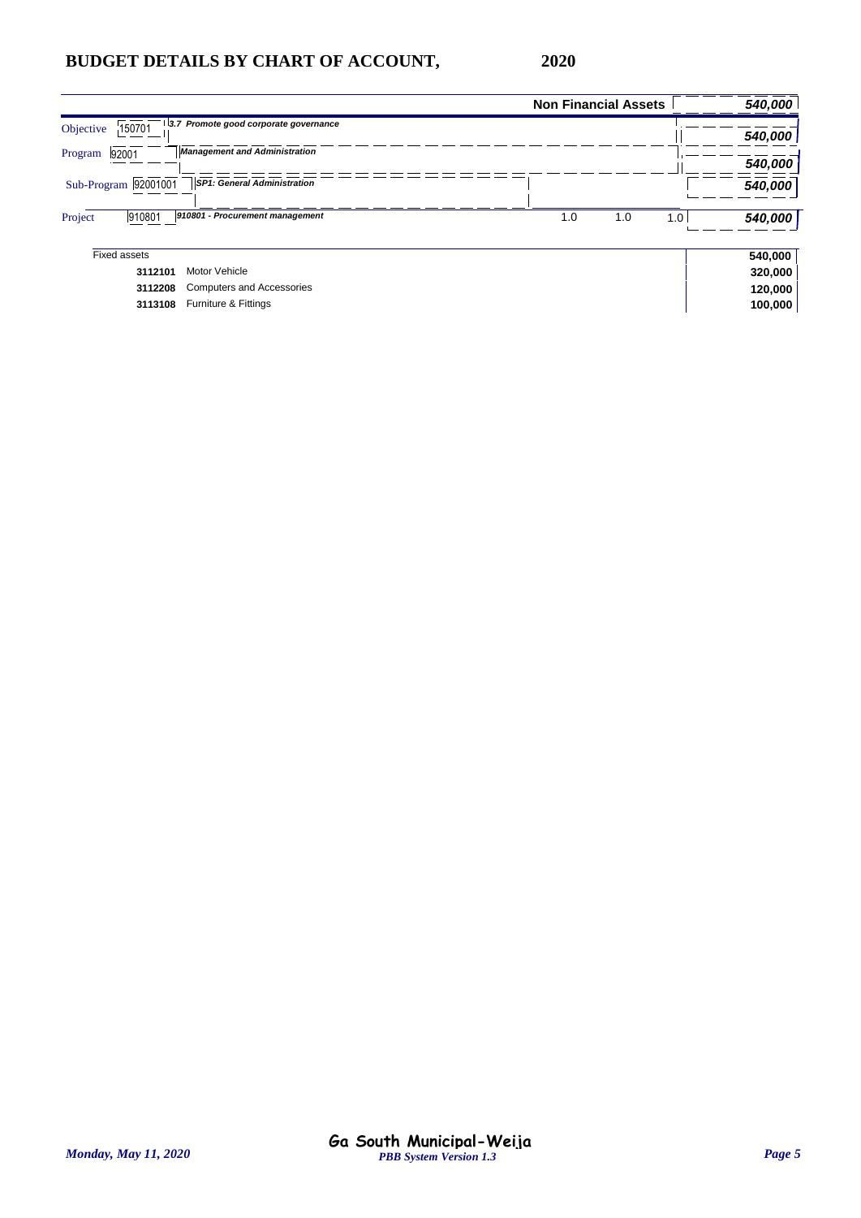# BUDGET DETAILS BY CHART OF ACCOUNT, 2020

| | | | | | | |
|---|---|---|---|---|---|---|
| | | | **Non Financial Assets** | | | ***540,000*** |
| Objective | 150701 | ***3.7 Promote good corporate governance*** | | | | ***540,000*** |
| Program | 92001 | ***Management and Administration*** | | | | ***540,000*** |
| Sub-Program | 92001001 | ***SP1: General Administration*** | | | | ***540,000*** |
| Project | 910801 | ***910801 - Procurement management*** | 1.0 | 1.0 | 1.0 | ***540,000*** |
| Fixed assets | | | | | | **540,000** |
| | **3112101** | Motor Vehicle | | | | **320,000** |
| | **3112208** | Computers and Accessories | | | | **120,000** |
| | **3113108** | Furniture & Fittings | | | | **100,000** |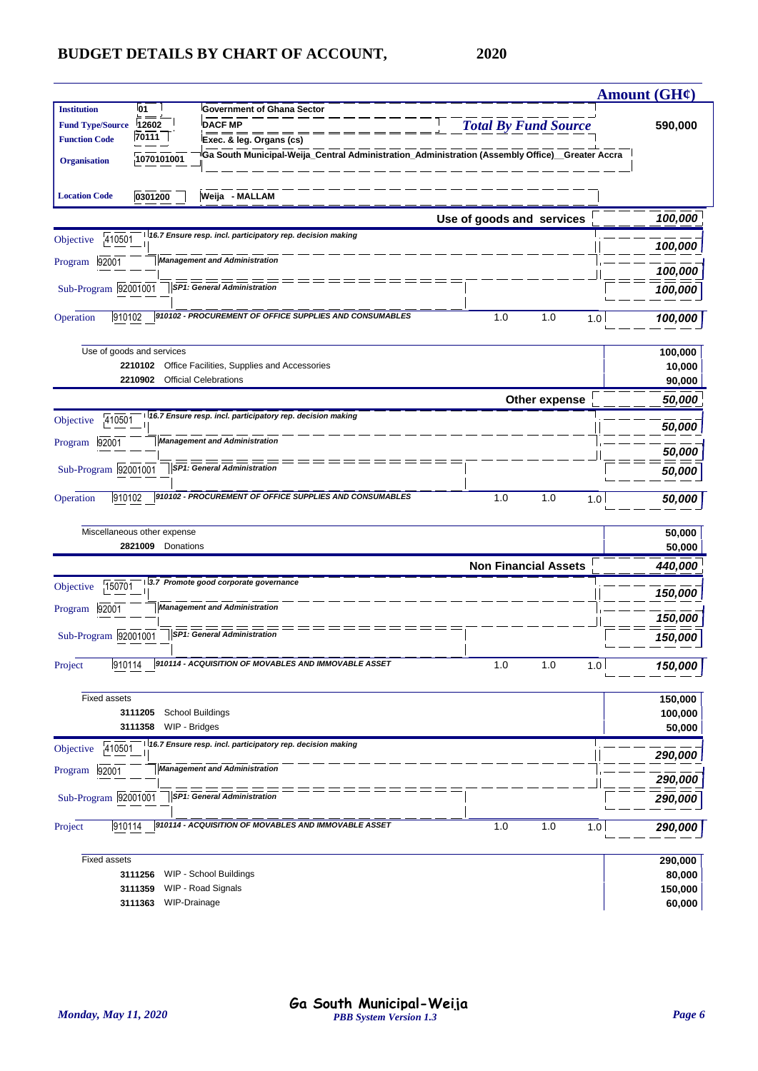# BUDGET DETAILS BY CHART OF ACCOUNT, 2020

**Amount (GH¢)**

| | | | |
|---|---|---|---|
| **Institution** | 01 | Government of Ghana Sector | |
| **Fund Type/Source** | 12602 | DACF MP | ***Total By Fund Source*** **590,000** |
| **Function Code** | 70111 | Exec. & leg. Organs (cs) | |
| **Organisation** | 1070101001 | Ga South Municipal-Weija_Central Administration_Administration (Assembly Office)__Greater Accra | |
| **Location Code** | 0301200 | Weija - MALLAM | |

**Use of goods and services** ***100,000***

| | | | | | | |
|---|---|---|---|---|---|---|
| Objective | 410501 | *16.7 Ensure resp. incl. participatory rep. decision making* | | | | ***100,000*** |
| Program | 92001 | *Management and Administration* | | | | ***100,000*** |
| Sub-Program | 92001001 | *SP1: General Administration* | | | | ***100,000*** |
| Operation | 910102 | *910102 - PROCUREMENT OF OFFICE SUPPLIES AND CONSUMABLES* | 1.0 | 1.0 | 1.0 | ***100,000*** |

| | | |
|---|---|---|
| Use of goods and services | | **100,000** |
| **2210102** | Office Facilities, Supplies and Accessories | **10,000** |
| **2210902** | Official Celebrations | **90,000** |

**Other expense** ***50,000***

| | | | | | | |
|---|---|---|---|---|---|---|
| Objective | 410501 | *16.7 Ensure resp. incl. participatory rep. decision making* | | | | ***50,000*** |
| Program | 92001 | *Management and Administration* | | | | ***50,000*** |
| Sub-Program | 92001001 | *SP1: General Administration* | | | | ***50,000*** |
| Operation | 910102 | *910102 - PROCUREMENT OF OFFICE SUPPLIES AND CONSUMABLES* | 1.0 | 1.0 | 1.0 | ***50,000*** |

| | | |
|---|---|---|
| Miscellaneous other expense | | **50,000** |
| **2821009** | Donations | **50,000** |

**Non Financial Assets** ***440,000***

| | | | | | | |
|---|---|---|---|---|---|---|
| Objective | 150701 | *3.7 Promote good corporate governance* | | | | ***150,000*** |
| Program | 92001 | *Management and Administration* | | | | ***150,000*** |
| Sub-Program | 92001001 | *SP1: General Administration* | | | | ***150,000*** |
| Project | 910114 | *910114 - ACQUISITION OF MOVABLES AND IMMOVABLE ASSET* | 1.0 | 1.0 | 1.0 | ***150,000*** |

| | | |
|---|---|---|
| Fixed assets | | **150,000** |
| **3111205** | School Buildings | **100,000** |
| **3111358** | WIP - Bridges | **50,000** |

| | | | | | | |
|---|---|---|---|---|---|---|
| Objective | 410501 | *16.7 Ensure resp. incl. participatory rep. decision making* | | | | ***290,000*** |
| Program | 92001 | *Management and Administration* | | | | ***290,000*** |
| Sub-Program | 92001001 | *SP1: General Administration* | | | | ***290,000*** |
| Project | 910114 | *910114 - ACQUISITION OF MOVABLES AND IMMOVABLE ASSET* | 1.0 | 1.0 | 1.0 | ***290,000*** |

| | | |
|---|---|---|
| Fixed assets | | **290,000** |
| **3111256** | WIP - School Buildings | **80,000** |
| **3111359** | WIP - Road Signals | **150,000** |
| **3111363** | WIP-Drainage | **60,000** |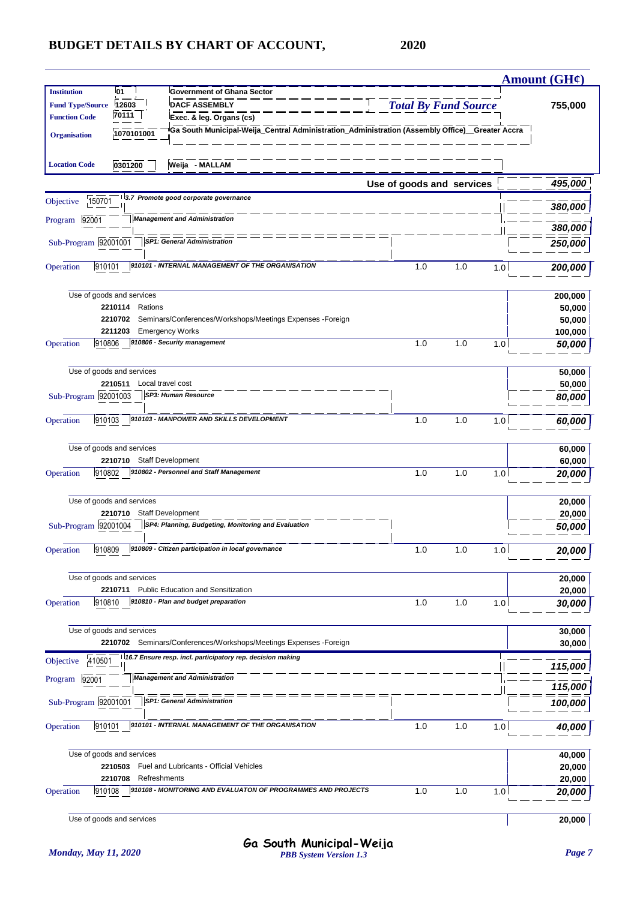# BUDGET DETAILS BY CHART OF ACCOUNT, 2020

**Amount (GH¢)**

| | | | |
|---|---|---|---|
| **Institution** | 01 | Government of Ghana Sector | |
| **Fund Type/Source** | 12603 | DACF ASSEMBLY | ***Total By Fund Source*** **755,000** |
| **Function Code** | 70111 | Exec. & leg. Organs (cs) | |
| **Organisation** | 1070101001 | Ga South Municipal-Weija_Central Administration_Administration (Assembly Office)__Greater Accra | |
| **Location Code** | 0301200 | Weija - MALLAM | |

| | | | | | | Amount (GH¢) |
|---|---|---|---|---|---|---|
| **Use of goods and services** | | | | | | ***495,000*** |
| Objective | 150701 | *3.7 Promote good corporate governance* | | | | ***380,000*** |
| Program | 92001 | *Management and Administration* | | | | ***380,000*** |
| Sub-Program | 92001001 | *SP1: General Administration* | | | | ***250,000*** |
| Operation | 910101 | *910101 - INTERNAL MANAGEMENT OF THE ORGANISATION* | 1.0 | 1.0 | 1.0 | ***200,000*** |
| | | Use of goods and services | | | | **200,000** |
| | 2210114 | Rations | | | | **50,000** |
| | 2210702 | Seminars/Conferences/Workshops/Meetings Expenses -Foreign | | | | **50,000** |
| | 2211203 | Emergency Works | | | | **100,000** |
| Operation | 910806 | *910806 - Security management* | 1.0 | 1.0 | 1.0 | ***50,000*** |
| | | Use of goods and services | | | | **50,000** |
| | 2210511 | Local travel cost | | | | **50,000** |
| Sub-Program | 92001003 | *SP3: Human Resource* | | | | ***80,000*** |
| Operation | 910103 | *910103 - MANPOWER AND SKILLS DEVELOPMENT* | 1.0 | 1.0 | 1.0 | ***60,000*** |
| | | Use of goods and services | | | | **60,000** |
| | 2210710 | Staff Development | | | | **60,000** |
| Operation | 910802 | *910802 - Personnel and Staff Management* | 1.0 | 1.0 | 1.0 | ***20,000*** |
| | | Use of goods and services | | | | **20,000** |
| | 2210710 | Staff Development | | | | **20,000** |
| Sub-Program | 92001004 | *SP4: Planning, Budgeting, Monitoring and Evaluation* | | | | ***50,000*** |
| Operation | 910809 | *910809 - Citizen participation in local governance* | 1.0 | 1.0 | 1.0 | ***20,000*** |
| | | Use of goods and services | | | | **20,000** |
| | 2210711 | Public Education and Sensitization | | | | **20,000** |
| Operation | 910810 | *910810 - Plan and budget preparation* | 1.0 | 1.0 | 1.0 | ***30,000*** |
| | | Use of goods and services | | | | **30,000** |
| | 2210702 | Seminars/Conferences/Workshops/Meetings Expenses -Foreign | | | | **30,000** |
| Objective | 410501 | *16.7 Ensure resp. incl. participatory rep. decision making* | | | | ***115,000*** |
| Program | 92001 | *Management and Administration* | | | | ***115,000*** |
| Sub-Program | 92001001 | *SP1: General Administration* | | | | ***100,000*** |
| Operation | 910101 | *910101 - INTERNAL MANAGEMENT OF THE ORGANISATION* | 1.0 | 1.0 | 1.0 | ***40,000*** |
| | | Use of goods and services | | | | **40,000** |
| | 2210503 | Fuel and Lubricants - Official Vehicles | | | | **20,000** |
| | 2210708 | Refreshments | | | | **20,000** |
| Operation | 910108 | *910108 - MONITORING AND EVALUATON OF PROGRAMMES AND PROJECTS* | 1.0 | 1.0 | 1.0 | ***20,000*** |
| | | Use of goods and services | | | | **20,000** |

Ga South Municipal-Weija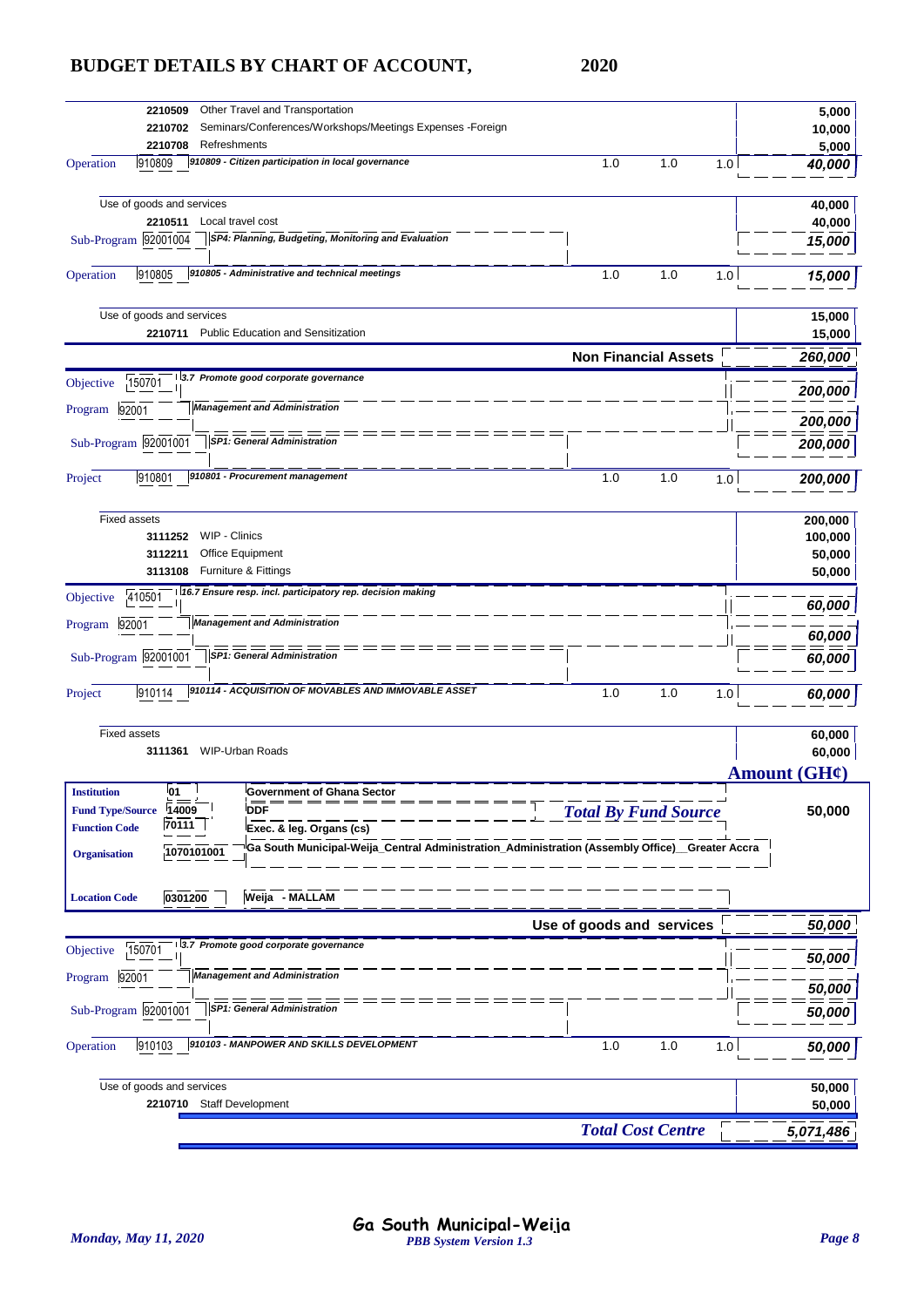# BUDGET DETAILS BY CHART OF ACCOUNT, 2020

| Code | Description | | | | Amount |
|---|---|---|---|---|---|
| 2210509 | Other Travel and Transportation | | | | 5,000 |
| 2210702 | Seminars/Conferences/Workshops/Meetings Expenses -Foreign | | | | 10,000 |
| 2210708 | Refreshments | | | | 5,000 |
| Operation 910809 | *910809 - Citizen participation in local governance* | 1.0 | 1.0 | 1.0 | *40,000* |
| | Use of goods and services | | | | 40,000 |
| 2210511 | Local travel cost | | | | 40,000 |
| Sub-Program 92001004 | *SP4: Planning, Budgeting, Monitoring and Evaluation* | | | | *15,000* |
| Operation 910805 | *910805 - Administrative and technical meetings* | 1.0 | 1.0 | 1.0 | *15,000* |
| | Use of goods and services | | | | 15,000 |
| 2210711 | Public Education and Sensitization | | | | 15,000 |
| | **Non Financial Assets** | | | | *260,000* |
| Objective 150701 | *3.7 Promote good corporate governance* | | | | *200,000* |
| Program 92001 | *Management and Administration* | | | | *200,000* |
| Sub-Program 92001001 | *SP1: General Administration* | | | | *200,000* |
| Project 910801 | *910801 - Procurement management* | 1.0 | 1.0 | 1.0 | *200,000* |
| | Fixed assets | | | | 200,000 |
| 3111252 | WIP - Clinics | | | | 100,000 |
| 3112211 | Office Equipment | | | | 50,000 |
| 3113108 | Furniture & Fittings | | | | 50,000 |
| Objective 410501 | *16.7 Ensure resp. incl. participatory rep. decision making* | | | | *60,000* |
| Program 92001 | *Management and Administration* | | | | *60,000* |
| Sub-Program 92001001 | *SP1: General Administration* | | | | *60,000* |
| Project 910114 | *910114 - ACQUISITION OF MOVABLES AND IMMOVABLE ASSET* | 1.0 | 1.0 | 1.0 | *60,000* |
| | Fixed assets | | | | 60,000 |
| 3111361 | WIP-Urban Roads | | | | 60,000 |

**Amount (GH¢)**

| | | | |
|---|---|---|---|
| **Institution** | 01 | Government of Ghana Sector | |
| **Fund Type/Source** | 14009 | DDF | ***Total By Fund Source*** 50,000 |
| **Function Code** | 70111 | Exec. & leg. Organs (cs) | |
| **Organisation** | 1070101001 | Ga South Municipal-Weija_Central Administration_Administration (Assembly Office)__Greater Accra | |
| **Location Code** | 0301200 | Weija - MALLAM | |

| Code | Description | | | | Amount |
|---|---|---|---|---|---|
| | **Use of goods and services** | | | | *50,000* |
| Objective 150701 | *3.7 Promote good corporate governance* | | | | *50,000* |
| Program 92001 | *Management and Administration* | | | | *50,000* |
| Sub-Program 92001001 | *SP1: General Administration* | | | | *50,000* |
| Operation 910103 | *910103 - MANPOWER AND SKILLS DEVELOPMENT* | 1.0 | 1.0 | 1.0 | *50,000* |
| | Use of goods and services | | | | 50,000 |
| 2210710 | Staff Development | | | | 50,000 |
| | ***Total Cost Centre*** | | | | *5,071,486* |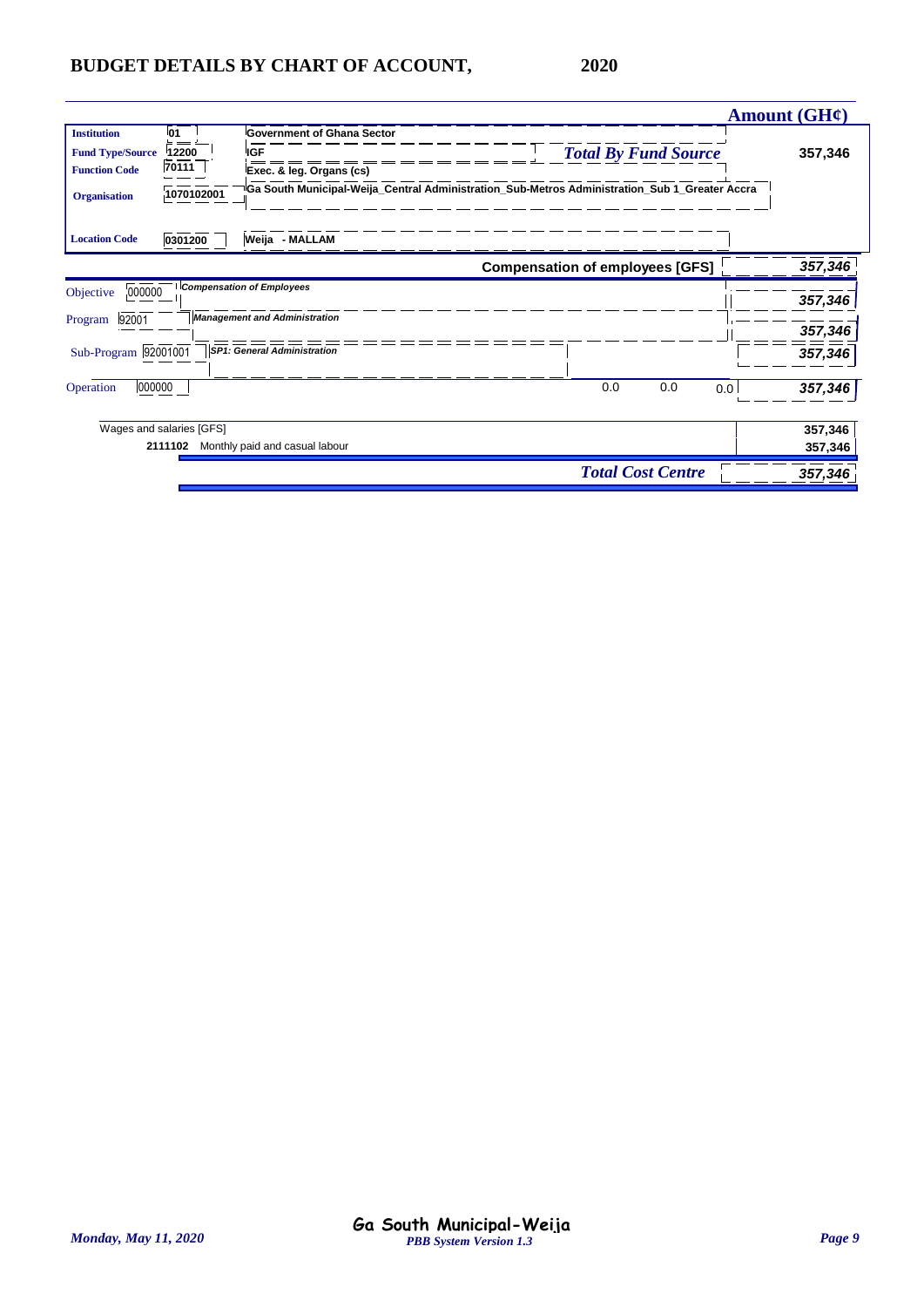## BUDGET DETAILS BY CHART OF ACCOUNT, 2020

| | | | Amount (GH¢) |
|---|---|---|---|
| **Institution** | 01 | Government of Ghana Sector | |
| **Fund Type/Source** | 12200 | IGF — *Total By Fund Source* | 357,346 |
| **Function Code** | 70111 | Exec. & leg. Organs (cs) | |
| **Organisation** | 1070102001 | Ga South Municipal-Weija_Central Administration_Sub-Metros Administration_Sub 1_Greater Accra | |
| **Location Code** | 0301200 | Weija - MALLAM | |

| | | | | | Amount (GH¢) |
|---|---|---|---|---|---|
| | | **Compensation of employees [GFS]** | | | *357,346* |
| Objective | 000000 | *Compensation of Employees* | | | *357,346* |
| Program | 92001 | *Management and Administration* | | | *357,346* |
| Sub-Program | 92001001 | *SP1: General Administration* | | | *357,346* |
| Operation | 000000 | 0.0 | 0.0 | 0.0 | *357,346* |
| Wages and salaries [GFS] | | | | | 357,346 |
| **2111102** | Monthly paid and casual labour | | | | 357,346 |
| | | ***Total Cost Centre*** | | | *357,346* |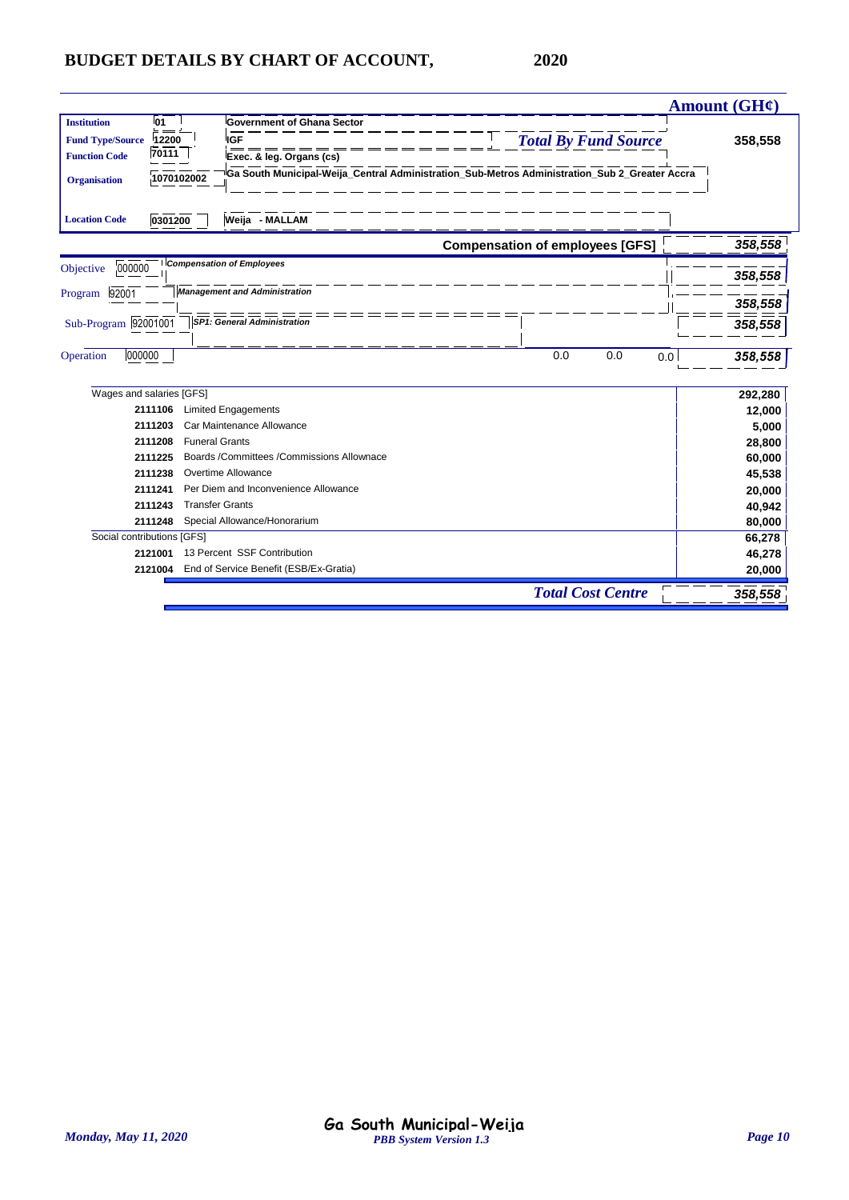# BUDGET DETAILS BY CHART OF ACCOUNT, 2020

**Amount (GH¢)**

| | | | |
|---|---|---|---|
| **Institution** | 01 | Government of Ghana Sector | |
| **Fund Type/Source** | 12200 | IGF | ***Total By Fund Source*** **358,558** |
| **Function Code** | 70111 | Exec. & leg. Organs (cs) | |
| **Organisation** | 1070102002 | Ga South Municipal-Weija_Central Administration_Sub-Metros Administration_Sub 2_Greater Accra | |
| **Location Code** | 0301200 | Weija - MALLAM | |

**Compensation of employees [GFS]** ***358,558***

| | | | |
|---|---|---|---|
| Objective | 000000 | *Compensation of Employees* | ***358,558*** |
| Program | 92001 | *Management and Administration* | ***358,558*** |
| Sub-Program | 92001001 | *SP1: General Administration* | ***358,558*** |
| Operation | 000000 | 0.0 0.0 0.0 | ***358,558*** |

| Code | Description | Amount |
|---|---|---|
| | Wages and salaries [GFS] | **292,280** |
| **2111106** | Limited Engagements | **12,000** |
| **2111203** | Car Maintenance Allowance | **5,000** |
| **2111208** | Funeral Grants | **28,800** |
| **2111225** | Boards /Committees /Commissions Allownace | **60,000** |
| **2111238** | Overtime Allowance | **45,538** |
| **2111241** | Per Diem and Inconvenience Allowance | **20,000** |
| **2111243** | Transfer Grants | **40,942** |
| **2111248** | Special Allowance/Honorarium | **80,000** |
| | Social contributions [GFS] | **66,278** |
| **2121001** | 13 Percent SSF Contribution | **46,278** |
| **2121004** | End of Service Benefit (ESB/Ex-Gratia) | **20,000** |
| | ***Total Cost Centre*** | ***358,558*** |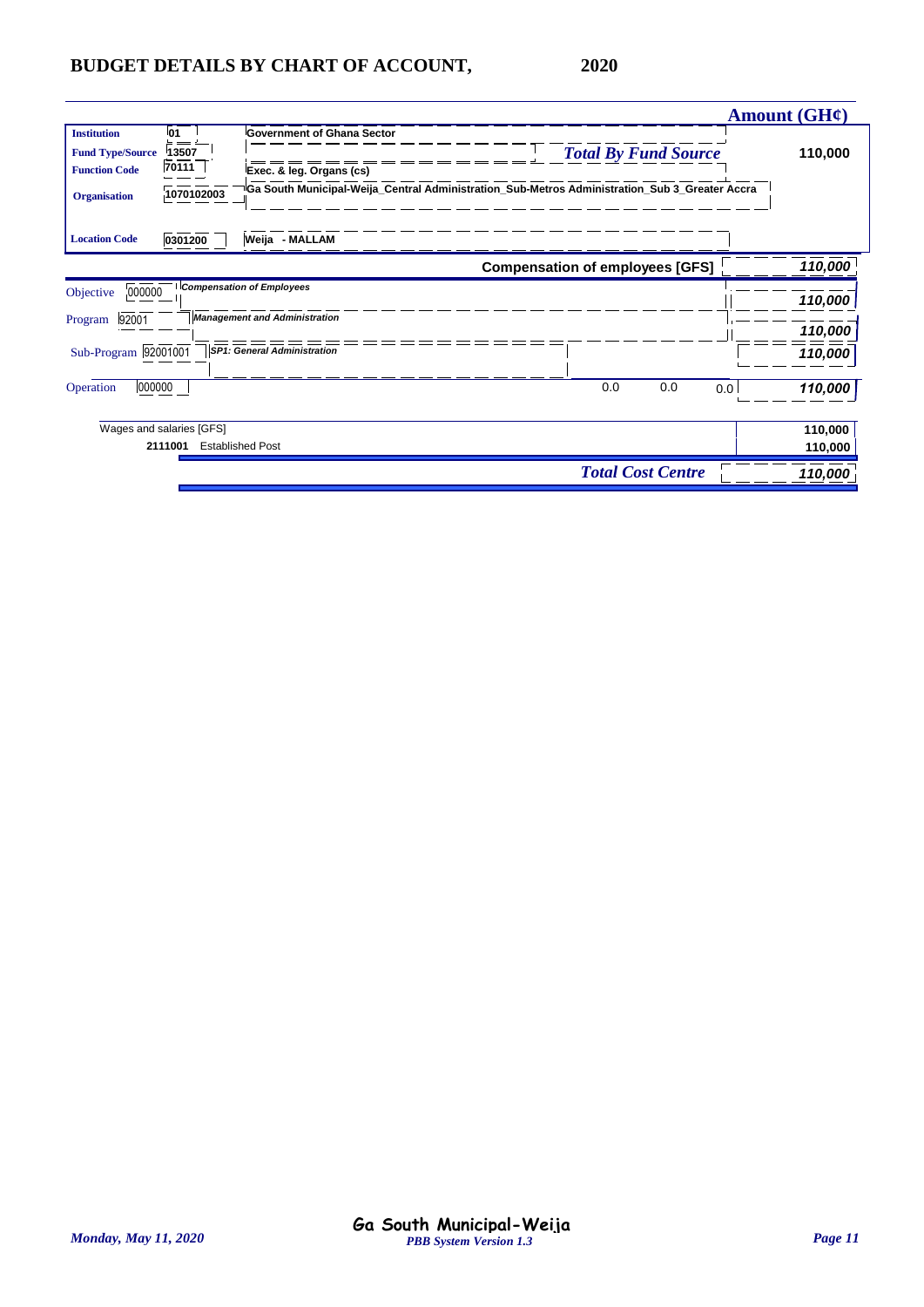# BUDGET DETAILS BY CHART OF ACCOUNT, 2020

| | | | | Amount (GH¢) |
|---|---|---|---|---|
| **Institution** | 01 | Government of Ghana Sector | | |
| **Fund Type/Source** | 13507 | | *Total By Fund Source* | 110,000 |
| **Function Code** | 70111 | Exec. & leg. Organs (cs) | | |
| **Organisation** | 1070102003 | Ga South Municipal-Weija_Central Administration_Sub-Metros Administration_Sub 3_Greater Accra | | |
| **Location Code** | 0301200 | Weija - MALLAM | | |

| | | | | Amount (GH¢) |
|---|---|---|---|---|
| | | **Compensation of employees [GFS]** | | *110,000* |
| Objective | 000000 | *Compensation of Employees* | | *110,000* |
| Program | 92001 | *Management and Administration* | | *110,000* |
| Sub-Program | 92001001 | *SP1: General Administration* | | *110,000* |
| Operation | 000000 | | 0.0 0.0 0.0 | *110,000* |
| Wages and salaries [GFS] | | | | 110,000 |
| 2111001 | Established Post | | | 110,000 |
| | | | *Total Cost Centre* | *110,000* |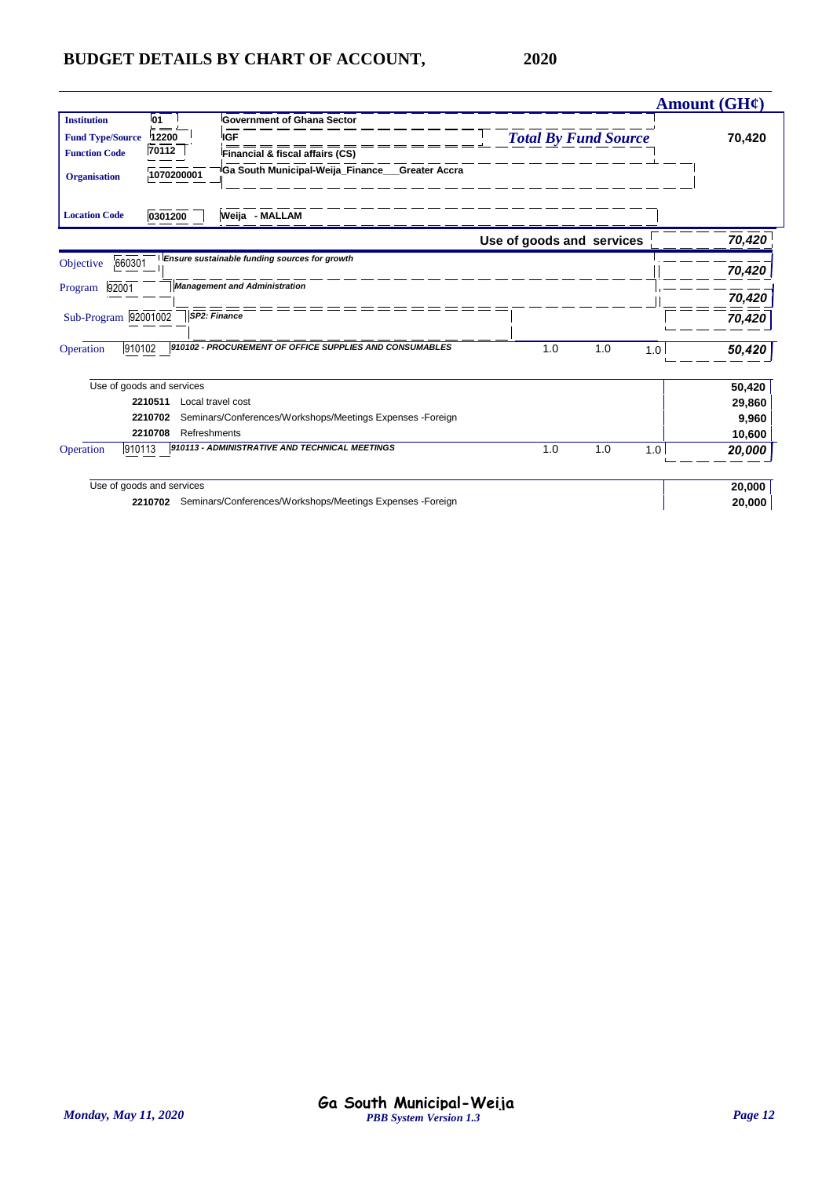## BUDGET DETAILS BY CHART OF ACCOUNT, 2020

| | | | | | | Amount (GH¢) |
|---|---|---|---|---|---|---|
| **Institution** | **01** | **Government of Ghana Sector** | | | | |
| **Fund Type/Source** | **12200** | **IGF** | ***Total By Fund Source*** | | | **70,420** |
| **Function Code** | **70112** | **Financial & fiscal affairs (CS)** | | | | |
| **Organisation** | **1070200001** | **Ga South Municipal-Weija_Finance___Greater Accra** | | | | |
| **Location Code** | **0301200** | **Weija - MALLAM** | | | | |
| | | | **Use of goods and services** | | | ***70,420*** |
| Objective | 660301 | ***Ensure sustainable funding sources for growth*** | | | | ***70,420*** |
| Program | 92001 | ***Management and Administration*** | | | | ***70,420*** |
| Sub-Program | 92001002 | ***SP2: Finance*** | | | | ***70,420*** |
| Operation | 910102 | ***910102 - PROCUREMENT OF OFFICE SUPPLIES AND CONSUMABLES*** | 1.0 | 1.0 | 1.0 | ***50,420*** |
| Use of goods and services | | | | | | **50,420** |
| | **2210511** | Local travel cost | | | | **29,860** |
| | **2210702** | Seminars/Conferences/Workshops/Meetings Expenses -Foreign | | | | **9,960** |
| | **2210708** | Refreshments | | | | **10,600** |
| Operation | 910113 | ***910113 - ADMINISTRATIVE AND TECHNICAL MEETINGS*** | 1.0 | 1.0 | 1.0 | ***20,000*** |
| Use of goods and services | | | | | | **20,000** |
| | **2210702** | Seminars/Conferences/Workshops/Meetings Expenses -Foreign | | | | **20,000** |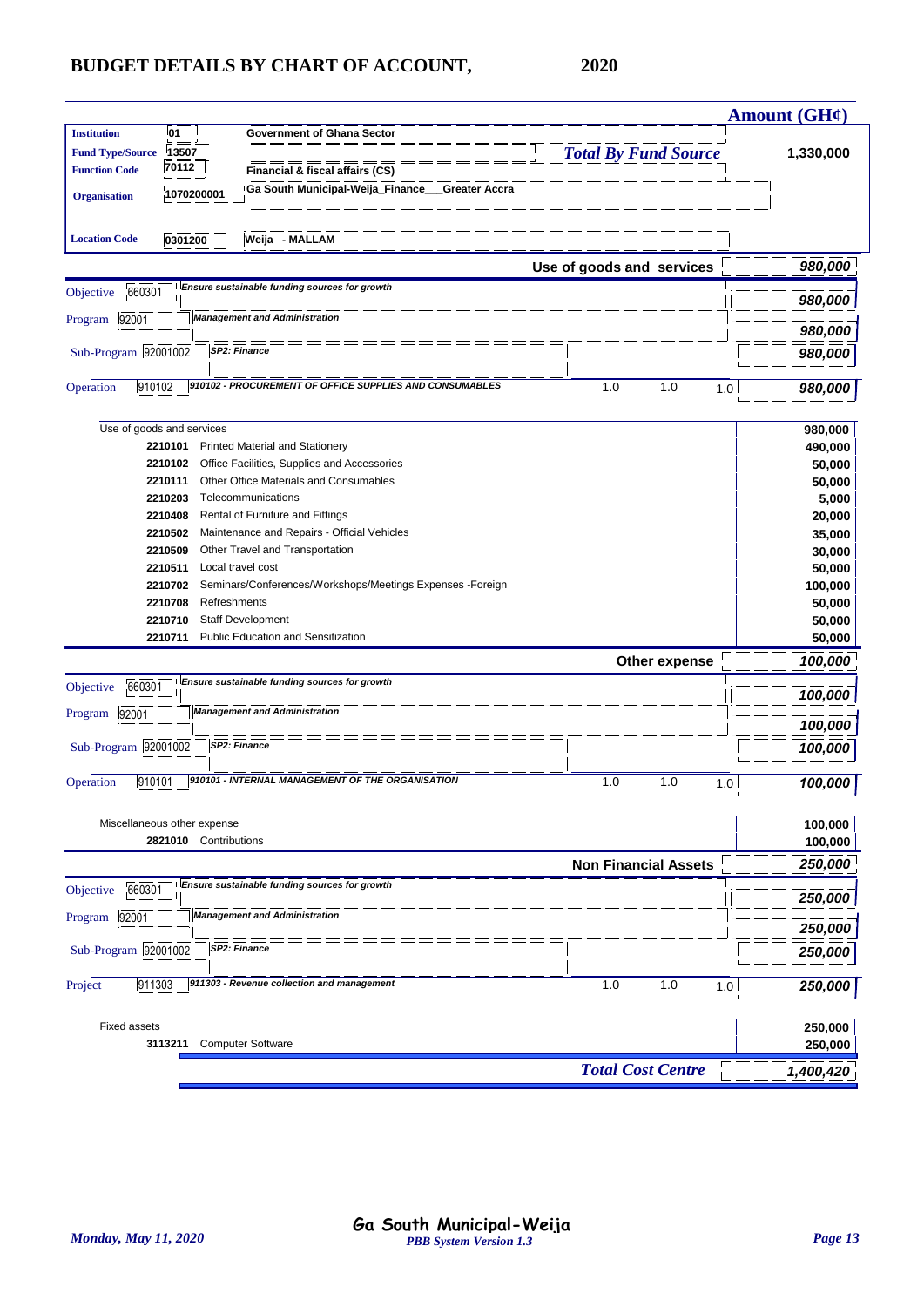# BUDGET DETAILS BY CHART OF ACCOUNT, 2020

| | | | Amount (GH¢) |
|---|---|---|---|
| **Institution** | 01 | Government of Ghana Sector | |
| **Fund Type/Source** | 13507 | *Total By Fund Source* | 1,330,000 |
| **Function Code** | 70112 | Financial & fiscal affairs (CS) | |
| **Organisation** | 1070200001 | Ga South Municipal-Weija_Finance__Greater Accra | |
| **Location Code** | 0301200 | Weija - MALLAM | |

**Use of goods and services** — ***980,000***

| | | | | | | |
|---|---|---|---|---|---|---|
| Objective | 660301 | *Ensure sustainable funding sources for growth* | | | | *980,000* |
| Program | 92001 | *Management and Administration* | | | | *980,000* |
| Sub-Program | 92001002 | *SP2: Finance* | | | | *980,000* |
| Operation | 910102 | *910102 - PROCUREMENT OF OFFICE SUPPLIES AND CONSUMABLES* | 1.0 | 1.0 | 1.0 | *980,000* |

| Code | Description | Amount |
|---|---|---|
| | Use of goods and services | 980,000 |
| **2210101** | Printed Material and Stationery | 490,000 |
| **2210102** | Office Facilities, Supplies and Accessories | 50,000 |
| **2210111** | Other Office Materials and Consumables | 50,000 |
| **2210203** | Telecommunications | 5,000 |
| **2210408** | Rental of Furniture and Fittings | 20,000 |
| **2210502** | Maintenance and Repairs - Official Vehicles | 35,000 |
| **2210509** | Other Travel and Transportation | 30,000 |
| **2210511** | Local travel cost | 50,000 |
| **2210702** | Seminars/Conferences/Workshops/Meetings Expenses -Foreign | 100,000 |
| **2210708** | Refreshments | 50,000 |
| **2210710** | Staff Development | 50,000 |
| **2210711** | Public Education and Sensitization | 50,000 |

**Other expense** — ***100,000***

| | | | | | | |
|---|---|---|---|---|---|---|
| Objective | 660301 | *Ensure sustainable funding sources for growth* | | | | *100,000* |
| Program | 92001 | *Management and Administration* | | | | *100,000* |
| Sub-Program | 92001002 | *SP2: Finance* | | | | *100,000* |
| Operation | 910101 | *910101 - INTERNAL MANAGEMENT OF THE ORGANISATION* | 1.0 | 1.0 | 1.0 | *100,000* |

| Code | Description | Amount |
|---|---|---|
| | Miscellaneous other expense | 100,000 |
| **2821010** | Contributions | 100,000 |

**Non Financial Assets** — ***250,000***

| | | | | | | |
|---|---|---|---|---|---|---|
| Objective | 660301 | *Ensure sustainable funding sources for growth* | | | | *250,000* |
| Program | 92001 | *Management and Administration* | | | | *250,000* |
| Sub-Program | 92001002 | *SP2: Finance* | | | | *250,000* |
| Project | 911303 | *911303 - Revenue collection and management* | 1.0 | 1.0 | 1.0 | *250,000* |

| Code | Description | Amount |
|---|---|---|
| | Fixed assets | 250,000 |
| **3113211** | Computer Software | 250,000 |

***Total Cost Centre*** — ***1,400,420***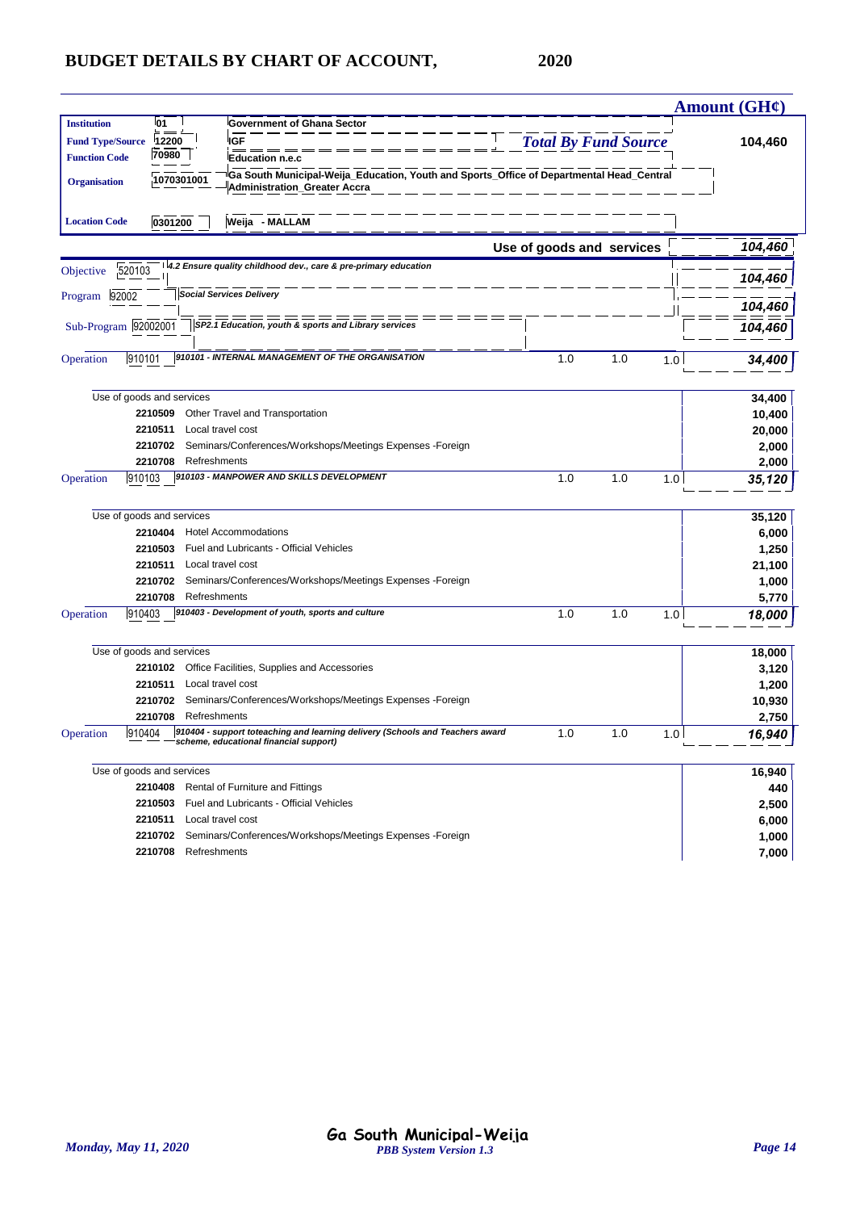# BUDGET DETAILS BY CHART OF ACCOUNT, 2020

**Amount (GH¢)**

| | | | |
|---|---|---|---|
| **Institution** | 01 | Government of Ghana Sector | |
| **Fund Type/Source** | 12200 | IGF | *Total By Fund Source* **104,460** |
| **Function Code** | 70980 | Education n.e.c | |
| **Organisation** | 1070301001 | Ga South Municipal-Weija_Education, Youth and Sports_Office of Departmental Head_Central Administration_Greater Accra | |
| **Location Code** | 0301200 | Weija - MALLAM | |

**Use of goods and services** *104,460*

| | | | | | | Amount (GH¢) |
|---|---|---|---|---|---|---|
| Objective | 520103 | *4.2 Ensure quality childhood dev., care & pre-primary education* | | | | *104,460* |
| Program | 92002 | *Social Services Delivery* | | | | *104,460* |
| Sub-Program | 92002001 | *SP2.1 Education, youth & sports and Library services* | | | | *104,460* |
| Operation | 910101 | *910101 - INTERNAL MANAGEMENT OF THE ORGANISATION* | 1.0 | 1.0 | 1.0 | *34,400* |
| | | Use of goods and services | | | | 34,400 |
| | 2210509 | Other Travel and Transportation | | | | 10,400 |
| | 2210511 | Local travel cost | | | | 20,000 |
| | 2210702 | Seminars/Conferences/Workshops/Meetings Expenses -Foreign | | | | 2,000 |
| | 2210708 | Refreshments | | | | 2,000 |
| Operation | 910103 | *910103 - MANPOWER AND SKILLS DEVELOPMENT* | 1.0 | 1.0 | 1.0 | *35,120* |
| | | Use of goods and services | | | | 35,120 |
| | 2210404 | Hotel Accommodations | | | | 6,000 |
| | 2210503 | Fuel and Lubricants - Official Vehicles | | | | 1,250 |
| | 2210511 | Local travel cost | | | | 21,100 |
| | 2210702 | Seminars/Conferences/Workshops/Meetings Expenses -Foreign | | | | 1,000 |
| | 2210708 | Refreshments | | | | 5,770 |
| Operation | 910403 | *910403 - Development of youth, sports and culture* | 1.0 | 1.0 | 1.0 | *18,000* |
| | | Use of goods and services | | | | 18,000 |
| | 2210102 | Office Facilities, Supplies and Accessories | | | | 3,120 |
| | 2210511 | Local travel cost | | | | 1,200 |
| | 2210702 | Seminars/Conferences/Workshops/Meetings Expenses -Foreign | | | | 10,930 |
| | 2210708 | Refreshments | | | | 2,750 |
| Operation | 910404 | *910404 - support toteaching and learning delivery (Schools and Teachers award scheme, educational financial support)* | 1.0 | 1.0 | 1.0 | *16,940* |
| | | Use of goods and services | | | | 16,940 |
| | 2210408 | Rental of Furniture and Fittings | | | | 440 |
| | 2210503 | Fuel and Lubricants - Official Vehicles | | | | 2,500 |
| | 2210511 | Local travel cost | | | | 6,000 |
| | 2210702 | Seminars/Conferences/Workshops/Meetings Expenses -Foreign | | | | 1,000 |
| | 2210708 | Refreshments | | | | 7,000 |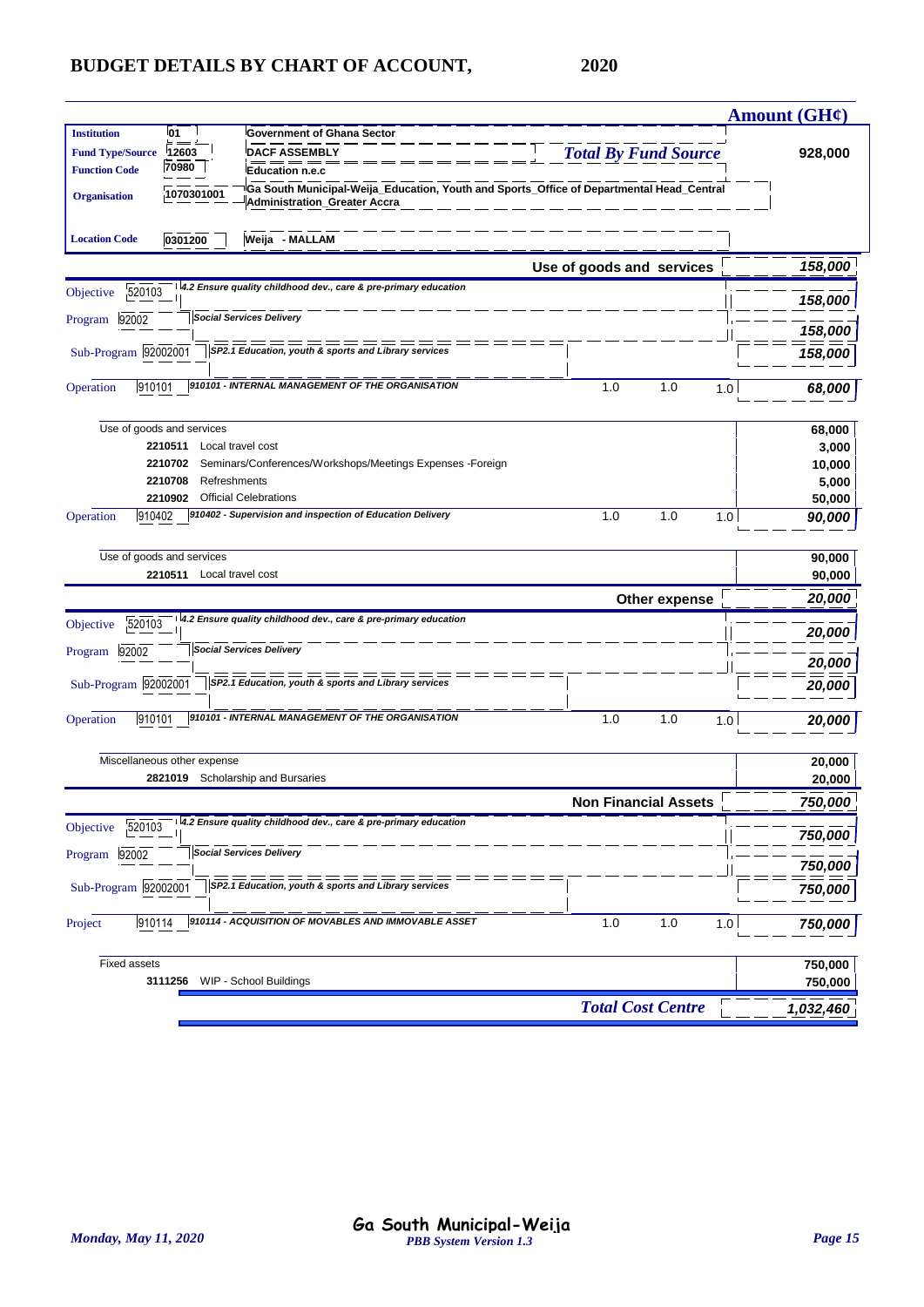# BUDGET DETAILS BY CHART OF ACCOUNT, 2020

| | | | | | | Amount (GH¢) |
|---|---|---|---|---|---|---|
| **Institution** | **01** | **Government of Ghana Sector** | | | | |
| **Fund Type/Source** | **12603** | **DACF ASSEMBLY** | ***Total By Fund Source*** | | | **928,000** |
| **Function Code** | **70980** | **Education n.e.c** | | | | |
| **Organisation** | **1070301001** | **Ga South Municipal-Weija_Education, Youth and Sports_Office of Departmental Head_Central Administration_Greater Accra** | | | | |
| **Location Code** | **0301200** | **Weija - MALLAM** | | | | |
| | | | **Use of goods and services** | | | ***158,000*** |
| Objective | 520103 | *4.2 Ensure quality childhood dev., care & pre-primary education* | | | | ***158,000*** |
| Program | 92002 | *Social Services Delivery* | | | | ***158,000*** |
| Sub-Program | 92002001 | *SP2.1 Education, youth & sports and Library services* | | | | ***158,000*** |
| Operation | 910101 | *910101 - INTERNAL MANAGEMENT OF THE ORGANISATION* | 1.0 | 1.0 | 1.0 | ***68,000*** |
| | | Use of goods and services | | | | **68,000** |
| | **2210511** | Local travel cost | | | | **3,000** |
| | **2210702** | Seminars/Conferences/Workshops/Meetings Expenses -Foreign | | | | **10,000** |
| | **2210708** | Refreshments | | | | **5,000** |
| | **2210902** | Official Celebrations | | | | **50,000** |
| Operation | 910402 | *910402 - Supervision and inspection of Education Delivery* | 1.0 | 1.0 | 1.0 | ***90,000*** |
| | | Use of goods and services | | | | **90,000** |
| | **2210511** | Local travel cost | | | | **90,000** |
| | | | **Other expense** | | | ***20,000*** |
| Objective | 520103 | *4.2 Ensure quality childhood dev., care & pre-primary education* | | | | ***20,000*** |
| Program | 92002 | *Social Services Delivery* | | | | ***20,000*** |
| Sub-Program | 92002001 | *SP2.1 Education, youth & sports and Library services* | | | | ***20,000*** |
| Operation | 910101 | *910101 - INTERNAL MANAGEMENT OF THE ORGANISATION* | 1.0 | 1.0 | 1.0 | ***20,000*** |
| | | Miscellaneous other expense | | | | **20,000** |
| | **2821019** | Scholarship and Bursaries | | | | **20,000** |
| | | | **Non Financial Assets** | | | ***750,000*** |
| Objective | 520103 | *4.2 Ensure quality childhood dev., care & pre-primary education* | | | | ***750,000*** |
| Program | 92002 | *Social Services Delivery* | | | | ***750,000*** |
| Sub-Program | 92002001 | *SP2.1 Education, youth & sports and Library services* | | | | ***750,000*** |
| Project | 910114 | *910114 - ACQUISITION OF MOVABLES AND IMMOVABLE ASSET* | 1.0 | 1.0 | 1.0 | ***750,000*** |
| | | Fixed assets | | | | **750,000** |
| | **3111256** | WIP - School Buildings | | | | **750,000** |
| | | | ***Total Cost Centre*** | | | ***1,032,460*** |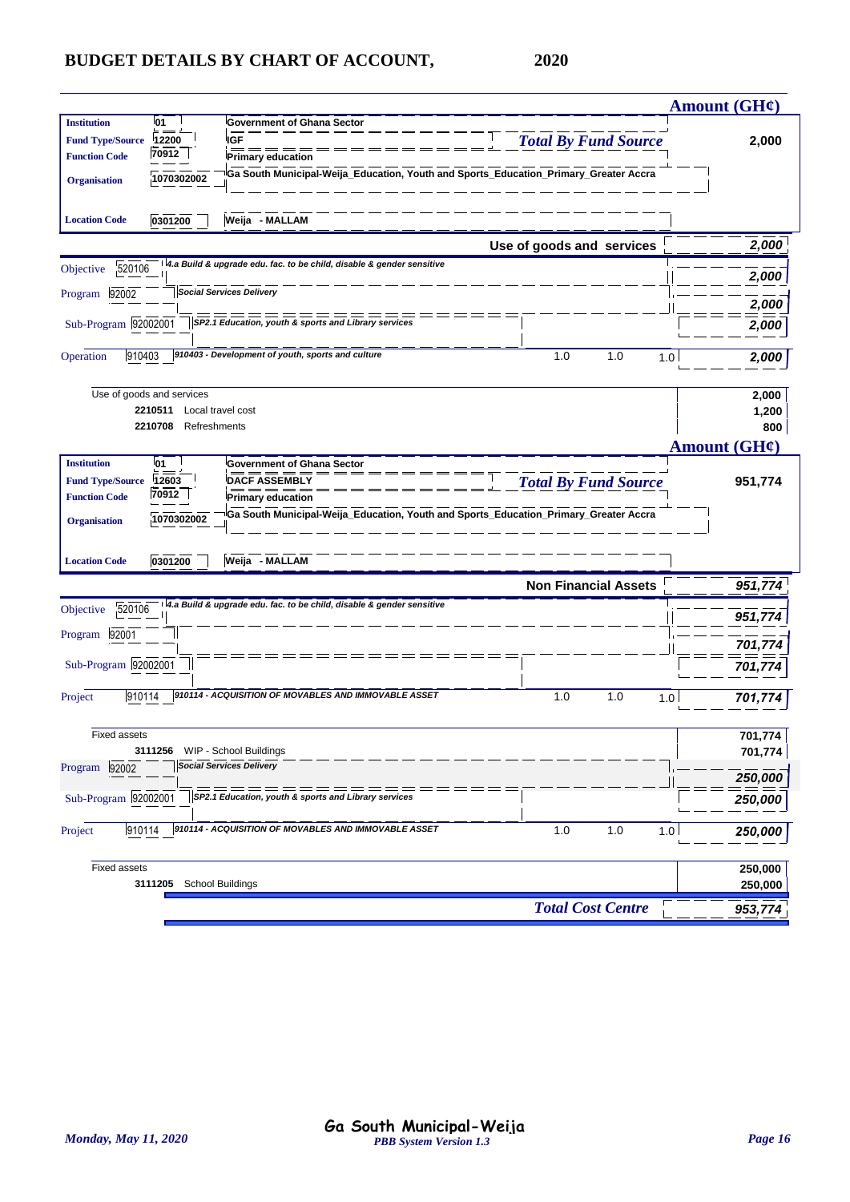# BUDGET DETAILS BY CHART OF ACCOUNT, 2020

| | | | Amount (GH¢) |
|---|---|---|---|
| **Institution** | 01 | Government of Ghana Sector | |
| **Fund Type/Source** | 12200 | IGF | *Total By Fund Source* 2,000 |
| **Function Code** | 70912 | Primary education | |
| **Organisation** | 1070302002 | Ga South Municipal-Weija_Education, Youth and Sports_Education_Primary_Greater Accra | |
| **Location Code** | 0301200 | Weija - MALLAM | |

**Use of goods and services** — 2,000

| | | | | | | |
|---|---|---|---|---|---|---|
| Objective | 520106 | *4.a Build & upgrade edu. fac. to be child, disable & gender sensitive* | | | | 2,000 |
| Program | 92002 | *Social Services Delivery* | | | | 2,000 |
| Sub-Program | 92002001 | *SP2.1 Education, youth & sports and Library services* | | | | 2,000 |
| Operation | 910403 | *910403 - Development of youth, sports and culture* | 1.0 | 1.0 | 1.0 | 2,000 |

| | | |
|---|---|---|
| Use of goods and services | | 2,000 |
| 2210511 | Local travel cost | 1,200 |
| 2210708 | Refreshments | 800 |

| | | | Amount (GH¢) |
|---|---|---|---|
| **Institution** | 01 | Government of Ghana Sector | |
| **Fund Type/Source** | 12603 | DACF ASSEMBLY | *Total By Fund Source* 951,774 |
| **Function Code** | 70912 | Primary education | |
| **Organisation** | 1070302002 | Ga South Municipal-Weija_Education, Youth and Sports_Education_Primary_Greater Accra | |
| **Location Code** | 0301200 | Weija - MALLAM | |

**Non Financial Assets** — 951,774

| | | | | | | |
|---|---|---|---|---|---|---|
| Objective | 520106 | *4.a Build & upgrade edu. fac. to be child, disable & gender sensitive* | | | | 951,774 |
| Program | 92001 | | | | | 701,774 |
| Sub-Program | 92002001 | | | | | 701,774 |
| Project | 910114 | *910114 - ACQUISITION OF MOVABLES AND IMMOVABLE ASSET* | 1.0 | 1.0 | 1.0 | 701,774 |

| | | |
|---|---|---|
| Fixed assets | | 701,774 |
| 3111256 | WIP - School Buildings | 701,774 |

| | | | | | | |
|---|---|---|---|---|---|---|
| Program | 92002 | *Social Services Delivery* | | | | 250,000 |
| Sub-Program | 92002001 | *SP2.1 Education, youth & sports and Library services* | | | | 250,000 |
| Project | 910114 | *910114 - ACQUISITION OF MOVABLES AND IMMOVABLE ASSET* | 1.0 | 1.0 | 1.0 | 250,000 |

| | | |
|---|---|---|
| Fixed assets | | 250,000 |
| 3111205 | School Buildings | 250,000 |

*Total Cost Centre* — 953,774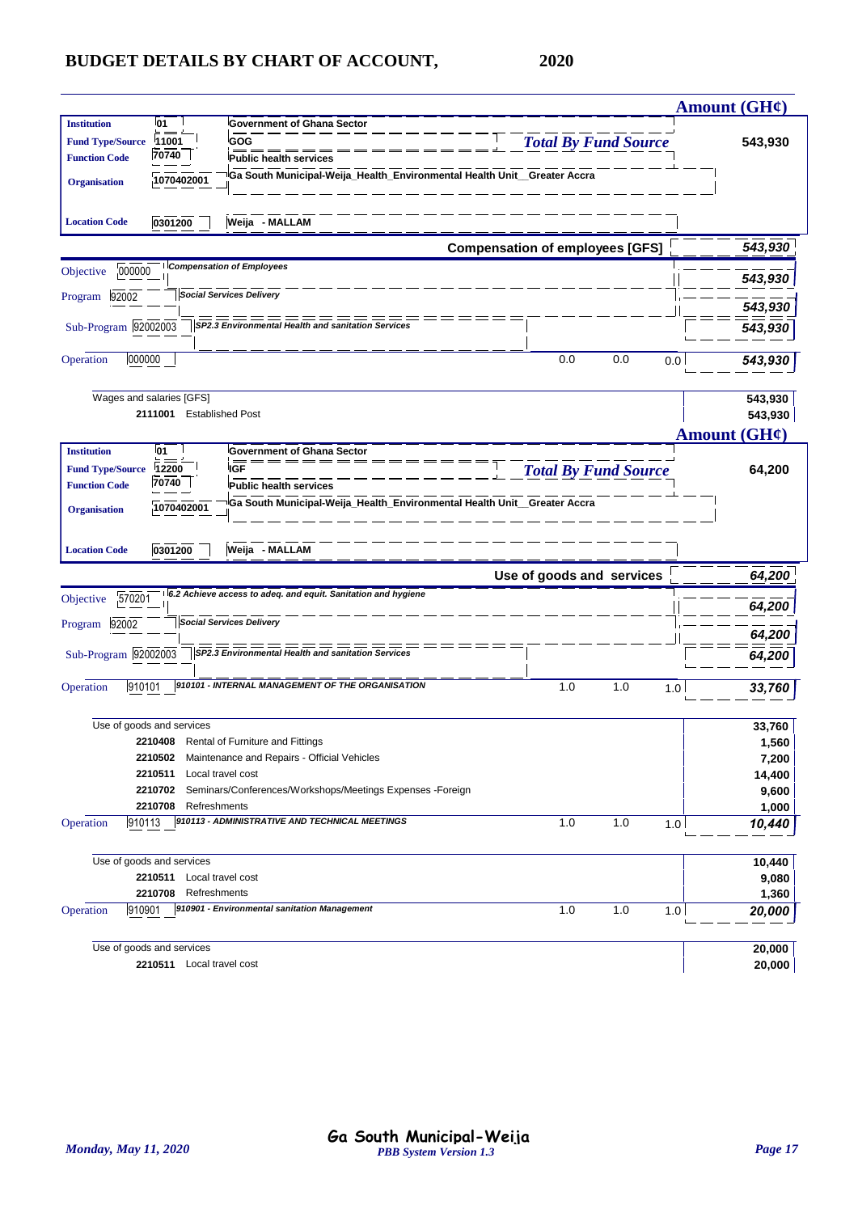# BUDGET DETAILS BY CHART OF ACCOUNT, 2020

| | | | Amount (GH¢) |
|---|---|---|---|
| **Institution** | 01 | Government of Ghana Sector | |
| **Fund Type/Source** | 11001 | GOG | *Total By Fund Source* 543,930 |
| **Function Code** | 70740 | Public health services | |
| **Organisation** | 1070402001 | Ga South Municipal-Weija_Health_Environmental Health Unit__Greater Accra | |
| **Location Code** | 0301200 | Weija - MALLAM | |

| | | | | | | Amount (GH¢) |
|---|---|---|---|---|---|---|
| | | **Compensation of employees [GFS]** | | | | **543,930** |
| Objective | 000000 | *Compensation of Employees* | | | | **543,930** |
| Program | 92002 | *Social Services Delivery* | | | | **543,930** |
| Sub-Program | 92002003 | *SP2.3 Environmental Health and sanitation Services* | | | | **543,930** |
| Operation | 000000 | | 0.0 | 0.0 | 0.0 | **543,930** |
| | | Wages and salaries [GFS] | | | | 543,930 |
| | 2111001 | Established Post | | | | 543,930 |

| | | | Amount (GH¢) |
|---|---|---|---|
| **Institution** | 01 | Government of Ghana Sector | |
| **Fund Type/Source** | 12200 | IGF | *Total By Fund Source* 64,200 |
| **Function Code** | 70740 | Public health services | |
| **Organisation** | 1070402001 | Ga South Municipal-Weija_Health_Environmental Health Unit__Greater Accra | |
| **Location Code** | 0301200 | Weija - MALLAM | |

| | | | | | | Amount (GH¢) |
|---|---|---|---|---|---|---|
| | | **Use of goods and services** | | | | **64,200** |
| Objective | 570201 | *6.2 Achieve access to adeq. and equit. Sanitation and hygiene* | | | | **64,200** |
| Program | 92002 | *Social Services Delivery* | | | | **64,200** |
| Sub-Program | 92002003 | *SP2.3 Environmental Health and sanitation Services* | | | | **64,200** |
| Operation | 910101 | *910101 - INTERNAL MANAGEMENT OF THE ORGANISATION* | 1.0 | 1.0 | 1.0 | **33,760** |
| | | Use of goods and services | | | | 33,760 |
| | 2210408 | Rental of Furniture and Fittings | | | | 1,560 |
| | 2210502 | Maintenance and Repairs - Official Vehicles | | | | 7,200 |
| | 2210511 | Local travel cost | | | | 14,400 |
| | 2210702 | Seminars/Conferences/Workshops/Meetings Expenses -Foreign | | | | 9,600 |
| | 2210708 | Refreshments | | | | 1,000 |
| Operation | 910113 | *910113 - ADMINISTRATIVE AND TECHNICAL MEETINGS* | 1.0 | 1.0 | 1.0 | **10,440** |
| | | Use of goods and services | | | | 10,440 |
| | 2210511 | Local travel cost | | | | 9,080 |
| | 2210708 | Refreshments | | | | 1,360 |
| Operation | 910901 | *910901 - Environmental sanitation Management* | 1.0 | 1.0 | 1.0 | **20,000** |
| | | Use of goods and services | | | | 20,000 |
| | 2210511 | Local travel cost | | | | 20,000 |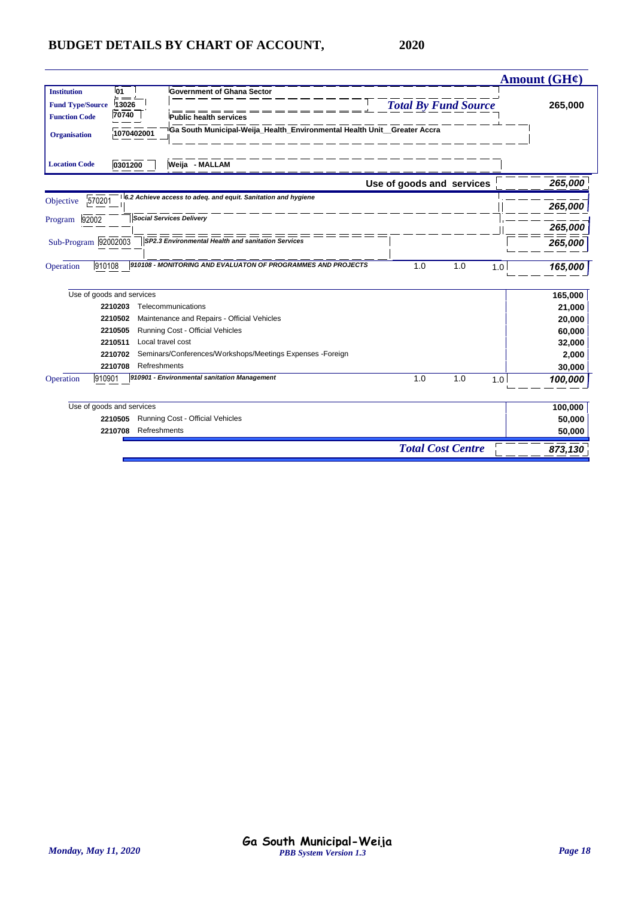# BUDGET DETAILS BY CHART OF ACCOUNT, 2020

| | | | | | | Amount (GH¢) |
|---|---|---|---|---|---|---|
| **Institution** | 01 | Government of Ghana Sector | | | | |
| **Fund Type/Source** | 13026 | | *Total By Fund Source* | | | 265,000 |
| **Function Code** | 70740 | Public health services | | | | |
| **Organisation** | 1070402001 | Ga South Municipal-Weija_Health_Environmental Health Unit__Greater Accra | | | | |
| **Location Code** | 0301200 | Weija - MALLAM | | | | |
| | | | **Use of goods and services** | | | *265,000* |
| Objective | 570201 | *6.2 Achieve access to adeq. and equit. Sanitation and hygiene* | | | | *265,000* |
| Program | 92002 | *Social Services Delivery* | | | | *265,000* |
| Sub-Program | 92002003 | *SP2.3 Environmental Health and sanitation Services* | | | | *265,000* |
| Operation | 910108 | *910108 - MONITORING AND EVALUATON OF PROGRAMMES AND PROJECTS* | 1.0 | 1.0 | 1.0 | *165,000* |
| Use of goods and services | | | | | | 165,000 |
| | 2210203 | Telecommunications | | | | 21,000 |
| | 2210502 | Maintenance and Repairs - Official Vehicles | | | | 20,000 |
| | 2210505 | Running Cost - Official Vehicles | | | | 60,000 |
| | 2210511 | Local travel cost | | | | 32,000 |
| | 2210702 | Seminars/Conferences/Workshops/Meetings Expenses -Foreign | | | | 2,000 |
| | 2210708 | Refreshments | | | | 30,000 |
| Operation | 910901 | *910901 - Environmental sanitation Management* | 1.0 | 1.0 | 1.0 | *100,000* |
| Use of goods and services | | | | | | 100,000 |
| | 2210505 | Running Cost - Official Vehicles | | | | 50,000 |
| | 2210708 | Refreshments | | | | 50,000 |
| | | | *Total Cost Centre* | | | *873,130* |

*Monday, May 11, 2020*

Ga South Municipal-Weija

*PBB System Version 1.3*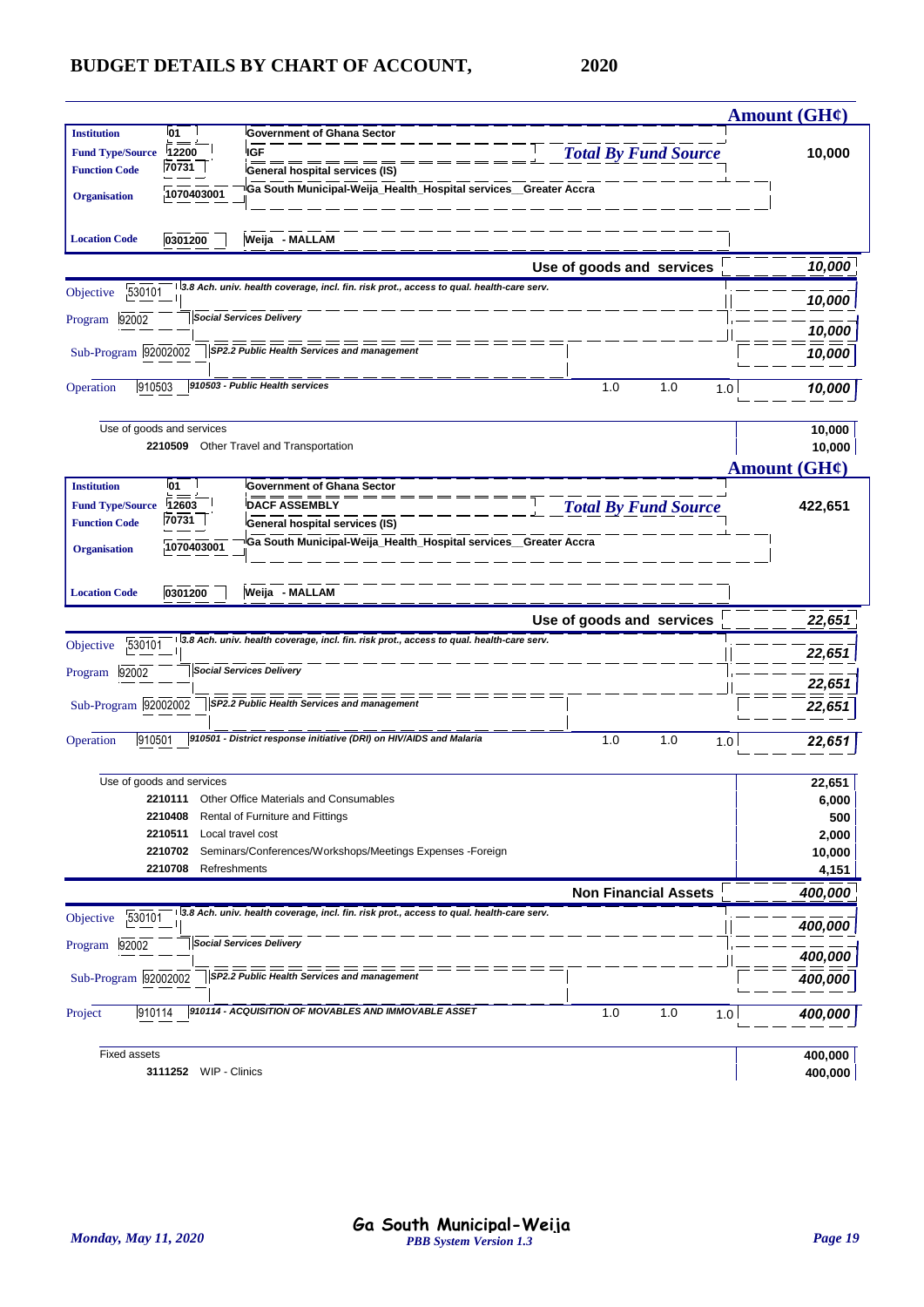# BUDGET DETAILS BY CHART OF ACCOUNT, 2020

**Amount (GH¢)**

| | | | |
|---|---|---|---|
| **Institution** | 01 | Government of Ghana Sector | |
| **Fund Type/Source** | 12200 | IGF | *Total By Fund Source* **10,000** |
| **Function Code** | 70731 | General hospital services (IS) | |
| **Organisation** | 1070403001 | Ga South Municipal-Weija_Health_Hospital services__Greater Accra | |
| **Location Code** | 0301200 | Weija - MALLAM | |

| | | | | | | |
|---|---|---|---|---|---|---|
| | | **Use of goods and services** | | | | *10,000* |
| Objective | 530101 | *3.8 Ach. univ. health coverage, incl. fin. risk prot., access to qual. health-care serv.* | | | | *10,000* |
| Program | 92002 | *Social Services Delivery* | | | | *10,000* |
| Sub-Program | 92002002 | *SP2.2 Public Health Services and management* | | | | *10,000* |
| Operation | 910503 | *910503 - Public Health services* | 1.0 | 1.0 | 1.0 | *10,000* |

| | | |
|---|---|---|
| Use of goods and services | | 10,000 |
| 2210509 | Other Travel and Transportation | 10,000 |

**Amount (GH¢)**

| | | | |
|---|---|---|---|
| **Institution** | 01 | Government of Ghana Sector | |
| **Fund Type/Source** | 12603 | DACF ASSEMBLY | *Total By Fund Source* **422,651** |
| **Function Code** | 70731 | General hospital services (IS) | |
| **Organisation** | 1070403001 | Ga South Municipal-Weija_Health_Hospital services__Greater Accra | |
| **Location Code** | 0301200 | Weija - MALLAM | |

| | | | | | | |
|---|---|---|---|---|---|---|
| | | **Use of goods and services** | | | | *22,651* |
| Objective | 530101 | *3.8 Ach. univ. health coverage, incl. fin. risk prot., access to qual. health-care serv.* | | | | *22,651* |
| Program | 92002 | *Social Services Delivery* | | | | *22,651* |
| Sub-Program | 92002002 | *SP2.2 Public Health Services and management* | | | | *22,651* |
| Operation | 910501 | *910501 - District response initiative (DRI) on HIV/AIDS and Malaria* | 1.0 | 1.0 | 1.0 | *22,651* |

| | | |
|---|---|---|
| Use of goods and services | | 22,651 |
| 2210111 | Other Office Materials and Consumables | 6,000 |
| 2210408 | Rental of Furniture and Fittings | 500 |
| 2210511 | Local travel cost | 2,000 |
| 2210702 | Seminars/Conferences/Workshops/Meetings Expenses -Foreign | 10,000 |
| 2210708 | Refreshments | 4,151 |

| | | | | | | |
|---|---|---|---|---|---|---|
| | | **Non Financial Assets** | | | | *400,000* |
| Objective | 530101 | *3.8 Ach. univ. health coverage, incl. fin. risk prot., access to qual. health-care serv.* | | | | *400,000* |
| Program | 92002 | *Social Services Delivery* | | | | *400,000* |
| Sub-Program | 92002002 | *SP2.2 Public Health Services and management* | | | | *400,000* |
| Project | 910114 | *910114 - ACQUISITION OF MOVABLES AND IMMOVABLE ASSET* | 1.0 | 1.0 | 1.0 | *400,000* |

| | | |
|---|---|---|
| Fixed assets | | 400,000 |
| 3111252 | WIP - Clinics | 400,000 |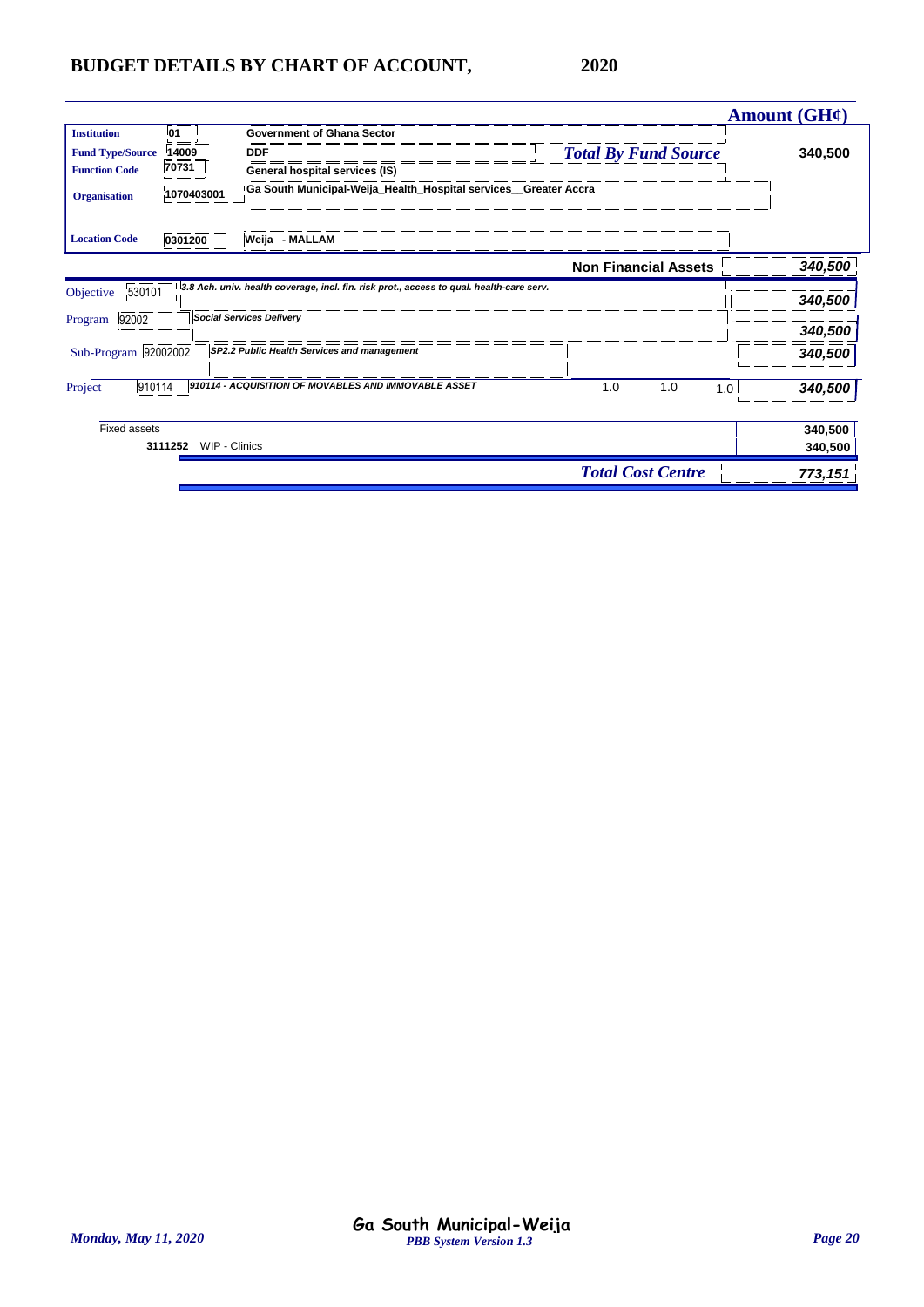## BUDGET DETAILS BY CHART OF ACCOUNT, 2020

| | | | | Amount (GH¢) |
|---|---|---|---|---|
| **Institution** | 01 | Government of Ghana Sector | | |
| **Fund Type/Source** | 14009 | DDF | *Total By Fund Source* | 340,500 |
| **Function Code** | 70731 | General hospital services (IS) | | |
| **Organisation** | 1070403001 | Ga South Municipal-Weija_Health_Hospital services__Greater Accra | | |
| **Location Code** | 0301200 | Weija - MALLAM | | |

| | | | | | | Amount (GH¢) |
|---|---|---|---|---|---|---|
| | | **Non Financial Assets** | | | | *340,500* |
| Objective | 530101 | 3.8 Ach. univ. health coverage, incl. fin. risk prot., access to qual. health-care serv. | | | | *340,500* |
| Program | 92002 | Social Services Delivery | | | | *340,500* |
| Sub-Program | 92002002 | SP2.2 Public Health Services and management | | | | *340,500* |
| Project | 910114 | 910114 - ACQUISITION OF MOVABLES AND IMMOVABLE ASSET | 1.0 | 1.0 | 1.0 | *340,500* |
| Fixed assets | | | | | | 340,500 |
| 3111252 | WIP - Clinics | | | | | 340,500 |
| | | *Total Cost Centre* | | | | *773,151* |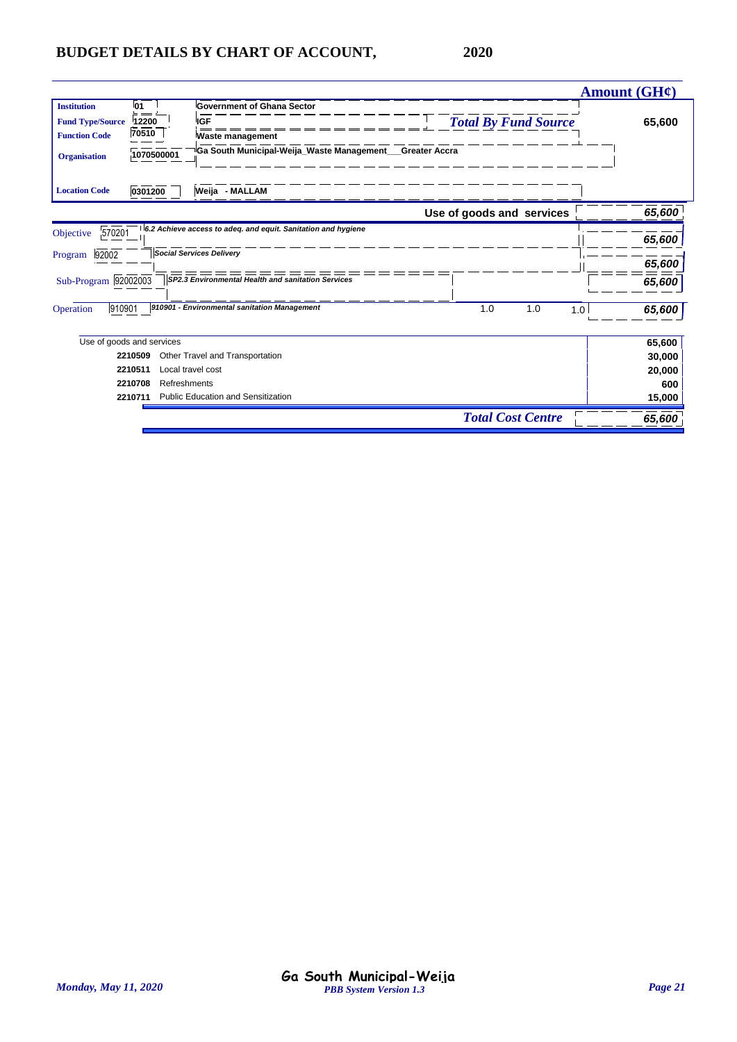## BUDGET DETAILS BY CHART OF ACCOUNT, 2020

| | | | Amount (GH¢) |
|---|---|---|---|
| **Institution** | 01 | Government of Ghana Sector | |
| **Fund Type/Source** | 12200 | IGF — *Total By Fund Source* | 65,600 |
| **Function Code** | 70510 | Waste management | |
| **Organisation** | 1070500001 | Ga South Municipal-Weija_Waste Management___Greater Accra | |
| **Location Code** | 0301200 | Weija - MALLAM | |

| | | | Amount (GH¢) |
|---|---|---|---|
| | | **Use of goods and services** | *65,600* |
| Objective | 570201 | *6.2 Achieve access to adeq. and equit. Sanitation and hygiene* | *65,600* |
| Program | 92002 | *Social Services Delivery* | *65,600* |
| Sub-Program | 92002003 | *SP2.3 Environmental Health and sanitation Services* | *65,600* |
| Operation | 910901 | *910901 - Environmental sanitation Management* 1.0 1.0 1.0 | *65,600* |

| Code | Description | Amount |
|---|---|---|
| | Use of goods and services | **65,600** |
| **2210509** | Other Travel and Transportation | **30,000** |
| **2210511** | Local travel cost | **20,000** |
| **2210708** | Refreshments | **600** |
| **2210711** | Public Education and Sensitization | **15,000** |
| | ***Total Cost Centre*** | ***65,600*** |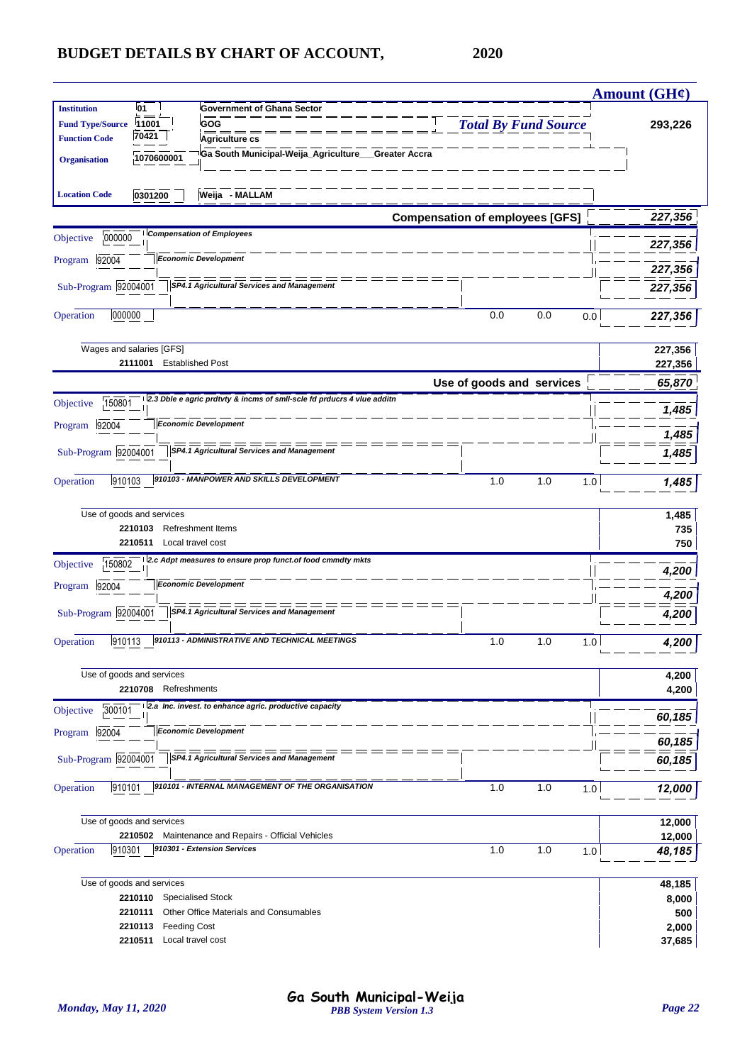# BUDGET DETAILS BY CHART OF ACCOUNT, 2020

| | | | | | | Amount (GH¢) |
|---|---|---|---|---|---|---|
| **Institution** | 01 | Government of Ghana Sector | | | | |
| **Fund Type/Source** | 11001 | GOG | *Total By Fund Source* | | | 293,226 |
| **Function Code** | 70421 | Agriculture cs | | | | |
| **Organisation** | 1070600001 | Ga South Municipal-Weija_Agriculture___Greater Accra | | | | |
| **Location Code** | 0301200 | Weija - MALLAM | | | | |
| | | **Compensation of employees [GFS]** | | | | ***227,356*** |
| Objective | 000000 | *Compensation of Employees* | | | | ***227,356*** |
| Program | 92004 | *Economic Development* | | | | ***227,356*** |
| Sub-Program | 92004001 | *SP4.1 Agricultural Services and Management* | | | | ***227,356*** |
| Operation | 000000 | | 0.0 | 0.0 | 0.0 | ***227,356*** |
| Wages and salaries [GFS] | | | | | | 227,356 |
| | 2111001 | Established Post | | | | 227,356 |
| | | **Use of goods and services** | | | | ***65,870*** |
| Objective | 150801 | *2.3 Dble e agric prdtvty & incms of smll-scle fd prducrs 4 vlue additn* | | | | ***1,485*** |
| Program | 92004 | *Economic Development* | | | | ***1,485*** |
| Sub-Program | 92004001 | *SP4.1 Agricultural Services and Management* | | | | ***1,485*** |
| Operation | 910103 | *910103 - MANPOWER AND SKILLS DEVELOPMENT* | 1.0 | 1.0 | 1.0 | ***1,485*** |
| Use of goods and services | | | | | | 1,485 |
| | 2210103 | Refreshment Items | | | | 735 |
| | 2210511 | Local travel cost | | | | 750 |
| Objective | 150802 | *2.c Adpt measures to ensure prop funct.of food cmmdty mkts* | | | | ***4,200*** |
| Program | 92004 | *Economic Development* | | | | ***4,200*** |
| Sub-Program | 92004001 | *SP4.1 Agricultural Services and Management* | | | | ***4,200*** |
| Operation | 910113 | *910113 - ADMINISTRATIVE AND TECHNICAL MEETINGS* | 1.0 | 1.0 | 1.0 | ***4,200*** |
| Use of goods and services | | | | | | 4,200 |
| | 2210708 | Refreshments | | | | 4,200 |
| Objective | 300101 | *2.a Inc. invest. to enhance agric. productive capacity* | | | | ***60,185*** |
| Program | 92004 | *Economic Development* | | | | ***60,185*** |
| Sub-Program | 92004001 | *SP4.1 Agricultural Services and Management* | | | | ***60,185*** |
| Operation | 910101 | *910101 - INTERNAL MANAGEMENT OF THE ORGANISATION* | 1.0 | 1.0 | 1.0 | ***12,000*** |
| Use of goods and services | | | | | | 12,000 |
| | 2210502 | Maintenance and Repairs - Official Vehicles | | | | 12,000 |
| Operation | 910301 | *910301 - Extension Services* | 1.0 | 1.0 | 1.0 | ***48,185*** |
| Use of goods and services | | | | | | 48,185 |
| | 2210110 | Specialised Stock | | | | 8,000 |
| | 2210111 | Other Office Materials and Consumables | | | | 500 |
| | 2210113 | Feeding Cost | | | | 2,000 |
| | 2210511 | Local travel cost | | | | 37,685 |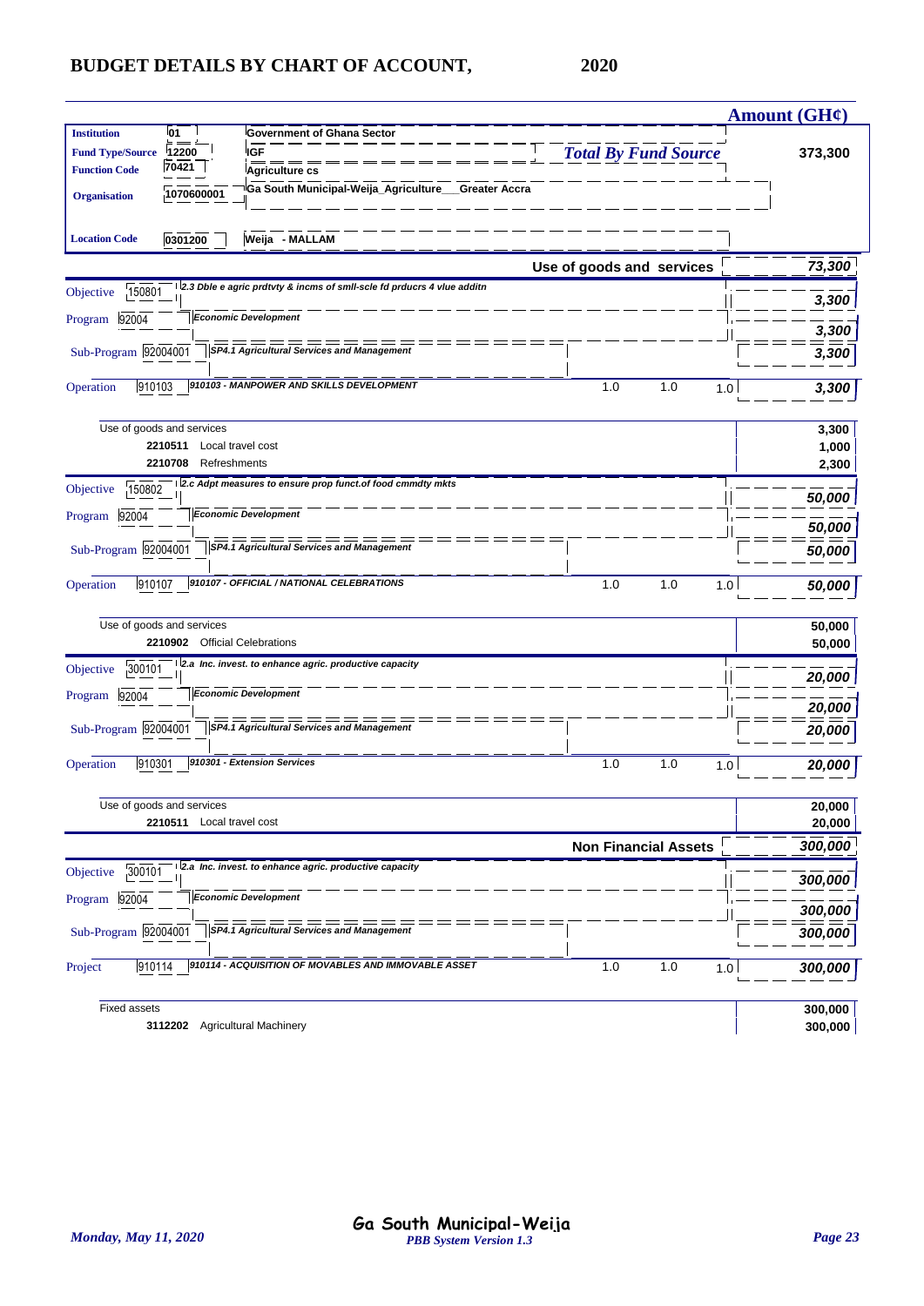# BUDGET DETAILS BY CHART OF ACCOUNT, 2020

**Amount (GH¢)**

| | | | |
|---|---|---|---|
| **Institution** | 01 | Government of Ghana Sector | |
| **Fund Type/Source** | 12200 | IGF | ***Total By Fund Source*** **373,300** |
| **Function Code** | 70421 | Agriculture cs | |
| **Organisation** | 1070600001 | Ga South Municipal-Weija_Agriculture___Greater Accra | |
| **Location Code** | 0301200 | Weija - MALLAM | |

**Use of goods and services** — ***73,300***

| Level | Code | Description | | | | Amount |
|---|---|---|---|---|---|---|
| Objective | 150801 | *2.3 Dble e agric prdtvty & incms of smll-scle fd prducrs 4 vlue additn* | | | | *3,300* |
| Program | 92004 | *Economic Development* | | | | *3,300* |
| Sub-Program | 92004001 | *SP4.1 Agricultural Services and Management* | | | | *3,300* |
| Operation | 910103 | *910103 - MANPOWER AND SKILLS DEVELOPMENT* | 1.0 | 1.0 | 1.0 | *3,300* |
| | | Use of goods and services | | | | 3,300 |
| | 2210511 | Local travel cost | | | | 1,000 |
| | 2210708 | Refreshments | | | | 2,300 |
| Objective | 150802 | *2.c Adpt measures to ensure prop funct.of food cmmdty mkts* | | | | *50,000* |
| Program | 92004 | *Economic Development* | | | | *50,000* |
| Sub-Program | 92004001 | *SP4.1 Agricultural Services and Management* | | | | *50,000* |
| Operation | 910107 | *910107 - OFFICIAL / NATIONAL CELEBRATIONS* | 1.0 | 1.0 | 1.0 | *50,000* |
| | | Use of goods and services | | | | 50,000 |
| | 2210902 | Official Celebrations | | | | 50,000 |
| Objective | 300101 | *2.a Inc. invest. to enhance agric. productive capacity* | | | | *20,000* |
| Program | 92004 | *Economic Development* | | | | *20,000* |
| Sub-Program | 92004001 | *SP4.1 Agricultural Services and Management* | | | | *20,000* |
| Operation | 910301 | *910301 - Extension Services* | 1.0 | 1.0 | 1.0 | *20,000* |
| | | Use of goods and services | | | | 20,000 |
| | 2210511 | Local travel cost | | | | 20,000 |

**Non Financial Assets** — ***300,000***

| Level | Code | Description | | | | Amount |
|---|---|---|---|---|---|---|
| Objective | 300101 | *2.a Inc. invest. to enhance agric. productive capacity* | | | | *300,000* |
| Program | 92004 | *Economic Development* | | | | *300,000* |
| Sub-Program | 92004001 | *SP4.1 Agricultural Services and Management* | | | | *300,000* |
| Project | 910114 | *910114 - ACQUISITION OF MOVABLES AND IMMOVABLE ASSET* | 1.0 | 1.0 | 1.0 | *300,000* |
| | | Fixed assets | | | | 300,000 |
| | 3112202 | Agricultural Machinery | | | | 300,000 |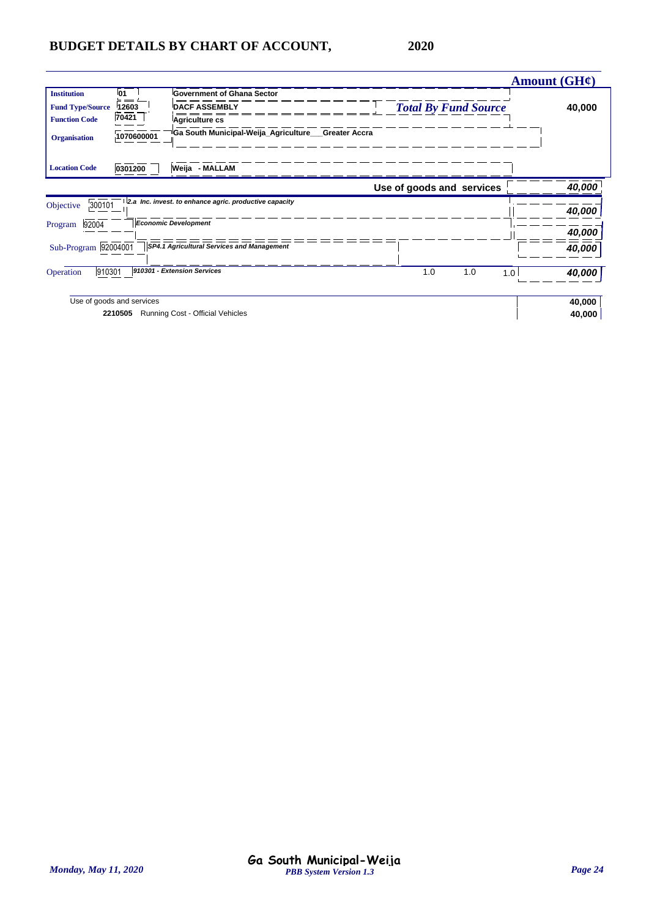# BUDGET DETAILS BY CHART OF ACCOUNT, 2020

| | | | Amount (GH¢) |
|---|---|---|---|
| **Institution** | 01 | Government of Ghana Sector | |
| **Fund Type/Source** | 12603 | DACF ASSEMBLY | *Total By Fund Source* 40,000 |
| **Function Code** | 70421 | Agriculture cs | |
| **Organisation** | 1070600001 | Ga South Municipal-Weija_Agriculture__Greater Accra | |
| **Location Code** | 0301200 | Weija - MALLAM | |

| | | | | | | |
|---|---|---|---|---|---|---|
| | | **Use of goods and services** | | | | *40,000* |
| Objective | 300101 | *2.a Inc. invest. to enhance agric. productive capacity* | | | | *40,000* |
| Program | 92004 | *Economic Development* | | | | *40,000* |
| Sub-Program | 92004001 | *SP4.1 Agricultural Services and Management* | | | | *40,000* |
| Operation | 910301 | *910301 - Extension Services* | 1.0 | 1.0 | 1.0 | *40,000* |

| | | |
|---|---|---|
| Use of goods and services | | **40,000** |
| **2210505** | Running Cost - Official Vehicles | **40,000** |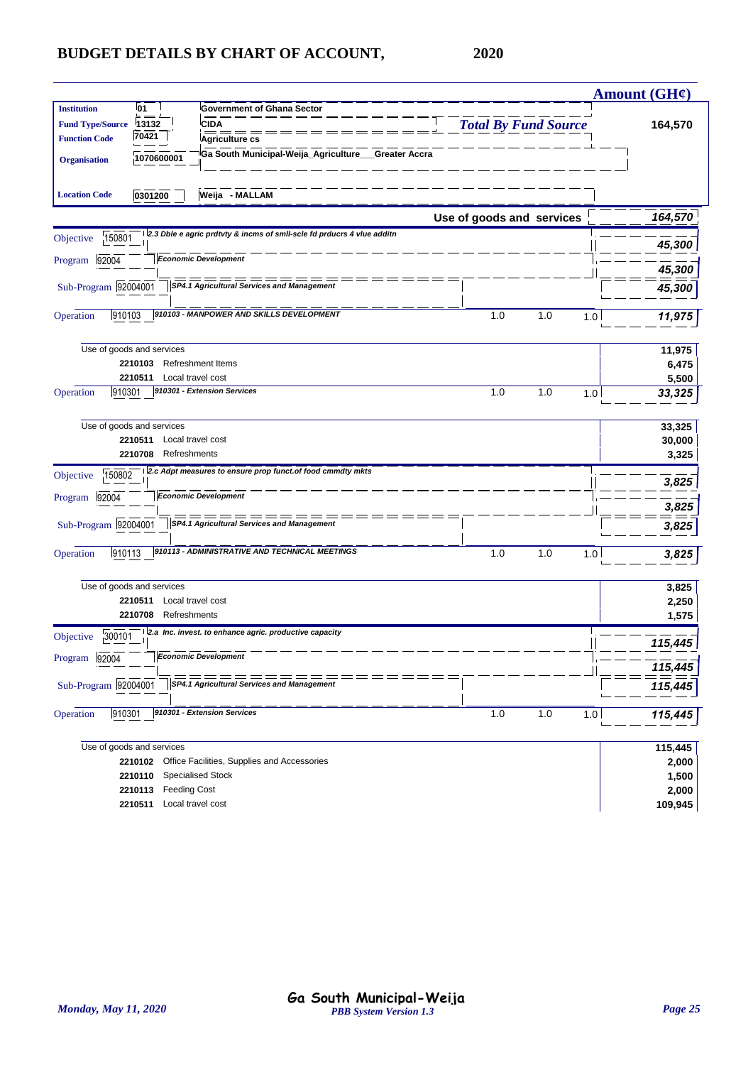# BUDGET DETAILS BY CHART OF ACCOUNT, 2020

| | | | | | | Amount (GH¢) |
|---|---|---|---|---|---|---|
| **Institution** | 01 | Government of Ghana Sector | | | | |
| **Fund Type/Source** | 13132 | CIDA | *Total By Fund Source* | | | 164,570 |
| **Function Code** | 70421 | Agriculture cs | | | | |
| **Organisation** | 1070600001 | Ga South Municipal-Weija_Agriculture___Greater Accra | | | | |
| **Location Code** | 0301200 | Weija - MALLAM | | | | |
| | | | Use of goods and services | | | *164,570* |
| Objective | 150801 | *2.3 Dble e agric prdtvty & incms of smll-scle fd prducrs 4 vlue additn* | | | | *45,300* |
| Program | 92004 | *Economic Development* | | | | *45,300* |
| Sub-Program | 92004001 | *SP4.1 Agricultural Services and Management* | | | | *45,300* |
| Operation | 910103 | *910103 - MANPOWER AND SKILLS DEVELOPMENT* | 1.0 | 1.0 | 1.0 | *11,975* |
| | | Use of goods and services | | | | 11,975 |
| | 2210103 | Refreshment Items | | | | 6,475 |
| | 2210511 | Local travel cost | | | | 5,500 |
| Operation | 910301 | *910301 - Extension Services* | 1.0 | 1.0 | 1.0 | *33,325* |
| | | Use of goods and services | | | | 33,325 |
| | 2210511 | Local travel cost | | | | 30,000 |
| | 2210708 | Refreshments | | | | 3,325 |
| Objective | 150802 | *2.c Adpt measures to ensure prop funct.of food cmmdty mkts* | | | | *3,825* |
| Program | 92004 | *Economic Development* | | | | *3,825* |
| Sub-Program | 92004001 | *SP4.1 Agricultural Services and Management* | | | | *3,825* |
| Operation | 910113 | *910113 - ADMINISTRATIVE AND TECHNICAL MEETINGS* | 1.0 | 1.0 | 1.0 | *3,825* |
| | | Use of goods and services | | | | 3,825 |
| | 2210511 | Local travel cost | | | | 2,250 |
| | 2210708 | Refreshments | | | | 1,575 |
| Objective | 300101 | *2.a Inc. invest. to enhance agric. productive capacity* | | | | *115,445* |
| Program | 92004 | *Economic Development* | | | | *115,445* |
| Sub-Program | 92004001 | *SP4.1 Agricultural Services and Management* | | | | *115,445* |
| Operation | 910301 | *910301 - Extension Services* | 1.0 | 1.0 | 1.0 | *115,445* |
| | | Use of goods and services | | | | 115,445 |
| | 2210102 | Office Facilities, Supplies and Accessories | | | | 2,000 |
| | 2210110 | Specialised Stock | | | | 1,500 |
| | 2210113 | Feeding Cost | | | | 2,000 |
| | 2210511 | Local travel cost | | | | 109,945 |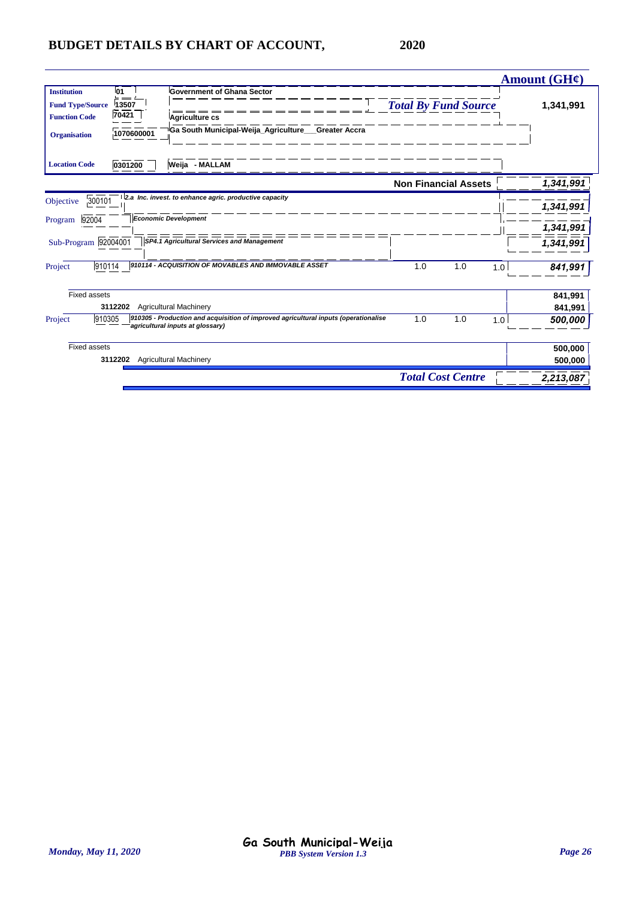## BUDGET DETAILS BY CHART OF ACCOUNT, 2020

| | | | | | | Amount (GH¢) |
|---|---|---|---|---|---|---|
| **Institution** | 01 | Government of Ghana Sector | | | | |
| **Fund Type/Source** | 13507 | | *Total By Fund Source* | | | 1,341,991 |
| **Function Code** | 70421 | Agriculture cs | | | | |
| **Organisation** | 1070600001 | Ga South Municipal-Weija_Agriculture___Greater Accra | | | | |
| **Location Code** | 0301200 | Weija - MALLAM | | | | |
| | | | **Non Financial Assets** | | | *1,341,991* |
| Objective | 300101 | *2.a Inc. invest. to enhance agric. productive capacity* | | | | *1,341,991* |
| Program | 92004 | *Economic Development* | | | | *1,341,991* |
| Sub-Program | 92004001 | *SP4.1 Agricultural Services and Management* | | | | *1,341,991* |
| Project | 910114 | *910114 - ACQUISITION OF MOVABLES AND IMMOVABLE ASSET* | 1.0 | 1.0 | 1.0 | *841,991* |
| Fixed assets | | | | | | 841,991 |
| | 3112202 | Agricultural Machinery | | | | 841,991 |
| Project | 910305 | *910305 - Production and acquisition of improved agricultural inputs (operationalise agricultural inputs at glossary)* | 1.0 | 1.0 | 1.0 | *500,000* |
| Fixed assets | | | | | | 500,000 |
| | 3112202 | Agricultural Machinery | | | | 500,000 |
| | | | *Total Cost Centre* | | | *2,213,087* |

*Monday, May 11, 2020* — Ga South Municipal-Weija — *PBB System Version 1.3*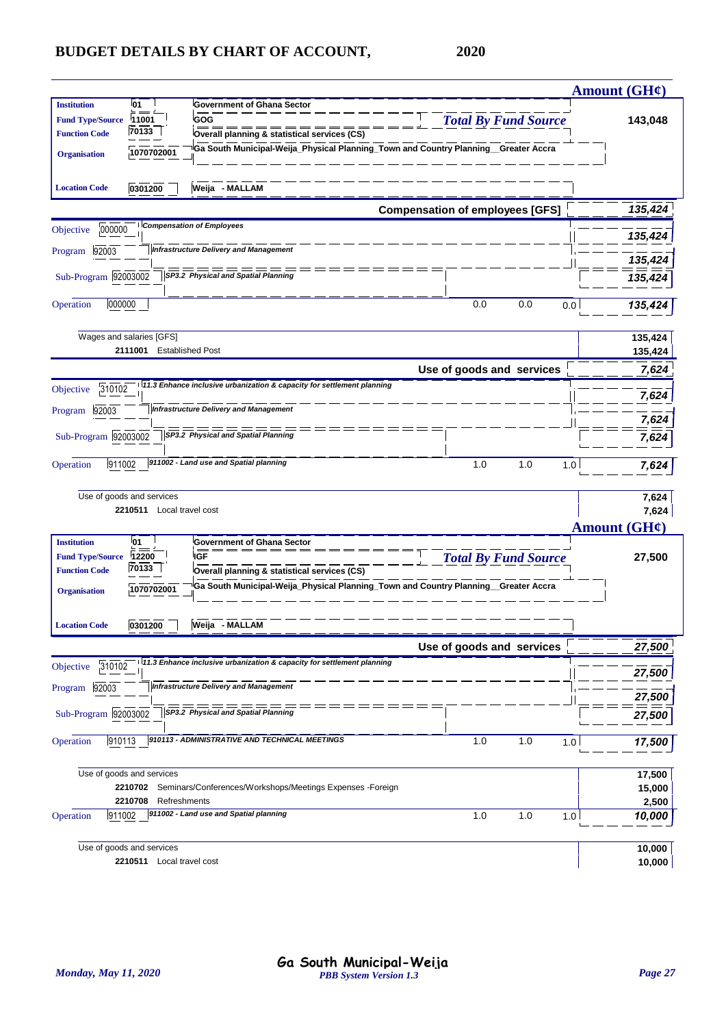# BUDGET DETAILS BY CHART OF ACCOUNT, 2020

| | | | Amount (GH¢) |
|---|---|---|---|
| **Institution** | 01 | Government of Ghana Sector | |
| **Fund Type/Source** | 11001 | GOG | *Total By Fund Source* 143,048 |
| **Function Code** | 70133 | Overall planning & statistical services (CS) | |
| **Organisation** | 1070702001 | Ga South Municipal-Weija_Physical Planning_Town and Country Planning__Greater Accra | |
| **Location Code** | 0301200 | Weija - MALLAM | |

| | | | | | | |
|---|---|---|---|---|---|---|
| | | **Compensation of employees [GFS]** | | | | ***135,424*** |
| Objective | 000000 | *Compensation of Employees* | | | | ***135,424*** |
| Program | 92003 | *Infrastructure Delivery and Management* | | | | ***135,424*** |
| Sub-Program | 92003002 | *SP3.2 Physical and Spatial Planning* | | | | ***135,424*** |
| Operation | 000000 | | 0.0 | 0.0 | 0.0 | ***135,424*** |
| | | Wages and salaries [GFS] | | | | 135,424 |
| | 2111001 | Established Post | | | | 135,424 |
| | | **Use of goods and services** | | | | ***7,624*** |
| Objective | 310102 | *11.3 Enhance inclusive urbanization & capacity for settlement planning* | | | | ***7,624*** |
| Program | 92003 | *Infrastructure Delivery and Management* | | | | ***7,624*** |
| Sub-Program | 92003002 | *SP3.2 Physical and Spatial Planning* | | | | ***7,624*** |
| Operation | 911002 | *911002 - Land use and Spatial planning* | 1.0 | 1.0 | 1.0 | ***7,624*** |
| | | Use of goods and services | | | | 7,624 |
| | 2210511 | Local travel cost | | | | 7,624 |

| | | | Amount (GH¢) |
|---|---|---|---|
| **Institution** | 01 | Government of Ghana Sector | |
| **Fund Type/Source** | 12200 | IGF | *Total By Fund Source* 27,500 |
| **Function Code** | 70133 | Overall planning & statistical services (CS) | |
| **Organisation** | 1070702001 | Ga South Municipal-Weija_Physical Planning_Town and Country Planning__Greater Accra | |
| **Location Code** | 0301200 | Weija - MALLAM | |

| | | | | | | |
|---|---|---|---|---|---|---|
| | | **Use of goods and services** | | | | ***27,500*** |
| Objective | 310102 | *11.3 Enhance inclusive urbanization & capacity for settlement planning* | | | | ***27,500*** |
| Program | 92003 | *Infrastructure Delivery and Management* | | | | ***27,500*** |
| Sub-Program | 92003002 | *SP3.2 Physical and Spatial Planning* | | | | ***27,500*** |
| Operation | 910113 | *910113 - ADMINISTRATIVE AND TECHNICAL MEETINGS* | 1.0 | 1.0 | 1.0 | ***17,500*** |
| | | Use of goods and services | | | | 17,500 |
| | 2210702 | Seminars/Conferences/Workshops/Meetings Expenses -Foreign | | | | 15,000 |
| | 2210708 | Refreshments | | | | 2,500 |
| Operation | 911002 | *911002 - Land use and Spatial planning* | 1.0 | 1.0 | 1.0 | ***10,000*** |
| | | Use of goods and services | | | | 10,000 |
| | 2210511 | Local travel cost | | | | 10,000 |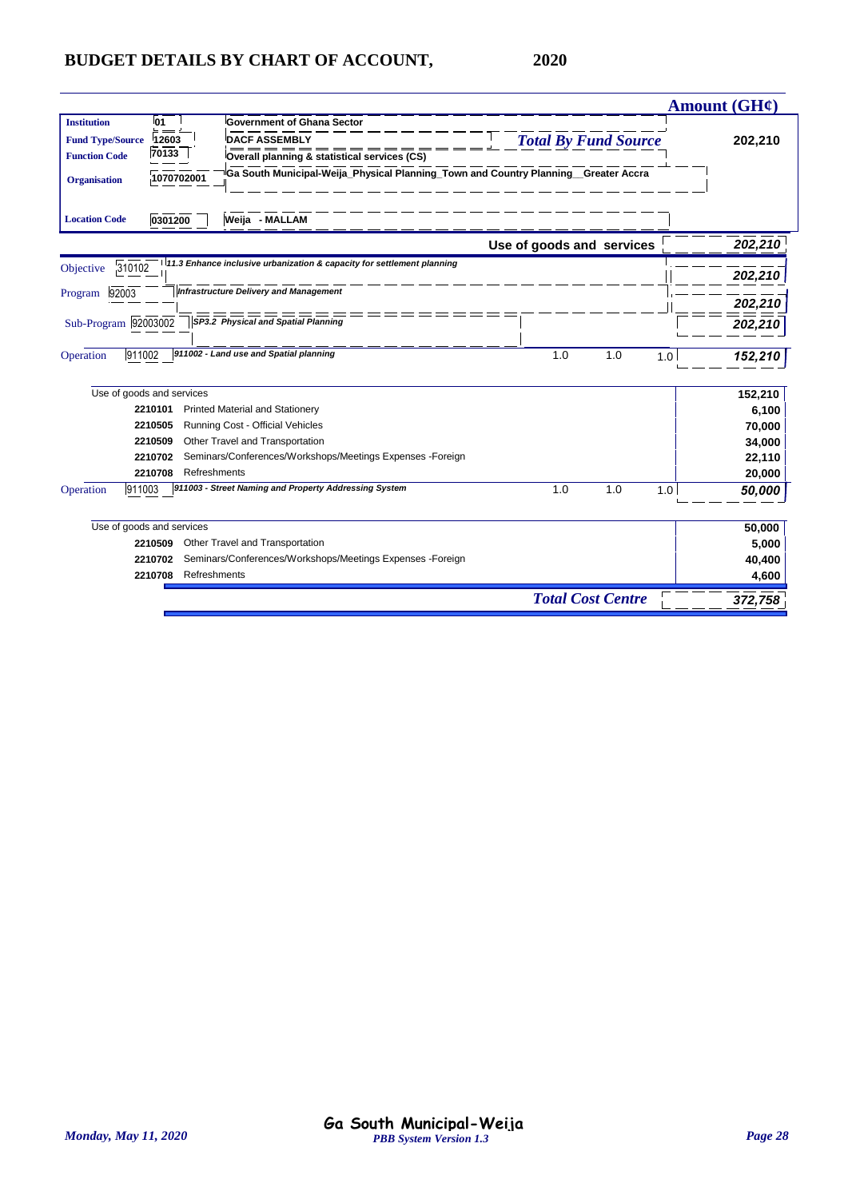# BUDGET DETAILS BY CHART OF ACCOUNT, 2020

| | | | Amount (GH¢) |
|---|---|---|---|
| **Institution** | 01 | Government of Ghana Sector | |
| **Fund Type/Source** | 12603 | DACF ASSEMBLY — *Total By Fund Source* | 202,210 |
| **Function Code** | 70133 | Overall planning & statistical services (CS) | |
| **Organisation** | 1070702001 | Ga South Municipal-Weija_Physical Planning_Town and Country Planning__Greater Accra | |
| **Location Code** | 0301200 | Weija - MALLAM | |

| | | | | | | Amount (GH¢) |
|---|---|---|---|---|---|---|
| | | **Use of goods and services** | | | | *202,210* |
| Objective | 310102 | *11.3 Enhance inclusive urbanization & capacity for settlement planning* | | | | *202,210* |
| Program | 92003 | *Infrastructure Delivery and Management* | | | | *202,210* |
| Sub-Program | 92003002 | *SP3.2 Physical and Spatial Planning* | | | | *202,210* |
| Operation | 911002 | *911002 - Land use and Spatial planning* | 1.0 | 1.0 | 1.0 | *152,210* |
| | | Use of goods and services | | | | 152,210 |
| | 2210101 | Printed Material and Stationery | | | | 6,100 |
| | 2210505 | Running Cost - Official Vehicles | | | | 70,000 |
| | 2210509 | Other Travel and Transportation | | | | 34,000 |
| | 2210702 | Seminars/Conferences/Workshops/Meetings Expenses -Foreign | | | | 22,110 |
| | 2210708 | Refreshments | | | | 20,000 |
| Operation | 911003 | *911003 - Street Naming and Property Addressing System* | 1.0 | 1.0 | 1.0 | *50,000* |
| | | Use of goods and services | | | | 50,000 |
| | 2210509 | Other Travel and Transportation | | | | 5,000 |
| | 2210702 | Seminars/Conferences/Workshops/Meetings Expenses -Foreign | | | | 40,400 |
| | 2210708 | Refreshments | | | | 4,600 |
| | | ***Total Cost Centre*** | | | | ***372,758*** |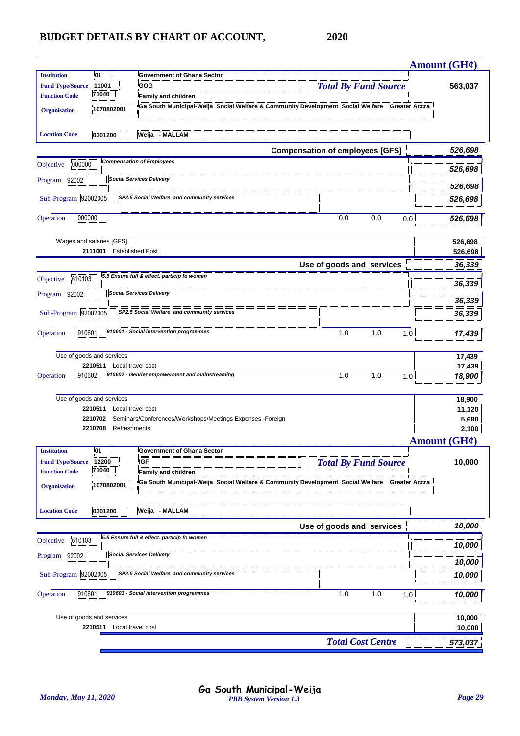# BUDGET DETAILS BY CHART OF ACCOUNT, 2020

| | | | | | | Amount (GH¢) |
|---|---|---|---|---|---|---|
| **Institution** | 01 | Government of Ghana Sector | | | | |
| **Fund Type/Source** | 11001 | GOG | *Total By Fund Source* | | | 563,037 |
| **Function Code** | 71040 | Family and children | | | | |
| **Organisation** | 1070802001 | Ga South Municipal-Weija_Social Welfare & Community Development_Social Welfare__Greater Accra | | | | |
| **Location Code** | 0301200 | Weija - MALLAM | | | | |
| | | **Compensation of employees [GFS]** | | | | *526,698* |
| Objective | 000000 | *Compensation of Employees* | | | | *526,698* |
| Program | 92002 | *Social Services Delivery* | | | | *526,698* |
| Sub-Program | 92002005 | *SP2.5 Social Welfare and community services* | | | | *526,698* |
| Operation | 000000 | | 0.0 | 0.0 | 0.0 | *526,698* |
| | Wages and salaries [GFS] | | | | | 526,698 |
| | 2111001 | Established Post | | | | 526,698 |
| | | **Use of goods and services** | | | | *36,339* |
| Objective | 610103 | *5.5 Ensure full & effect. particip fo women* | | | | *36,339* |
| Program | 92002 | *Social Services Delivery* | | | | *36,339* |
| Sub-Program | 92002005 | *SP2.5 Social Welfare and community services* | | | | *36,339* |
| Operation | 910601 | *910601 - Social intervention programmes* | 1.0 | 1.0 | 1.0 | *17,439* |
| | Use of goods and services | | | | | 17,439 |
| | 2210511 | Local travel cost | | | | 17,439 |
| Operation | 910602 | *910602 - Gender empowerment and mainstreaming* | 1.0 | 1.0 | 1.0 | *18,900* |
| | Use of goods and services | | | | | 18,900 |
| | 2210511 | Local travel cost | | | | 11,120 |
| | 2210702 | Seminars/Conferences/Workshops/Meetings Expenses -Foreign | | | | 5,680 |
| | 2210708 | Refreshments | | | | 2,100 |

| | | | | | | Amount (GH¢) |
|---|---|---|---|---|---|---|
| **Institution** | 01 | Government of Ghana Sector | | | | |
| **Fund Type/Source** | 12200 | IGF | *Total By Fund Source* | | | 10,000 |
| **Function Code** | 71040 | Family and children | | | | |
| **Organisation** | 1070802001 | Ga South Municipal-Weija_Social Welfare & Community Development_Social Welfare__Greater Accra | | | | |
| **Location Code** | 0301200 | Weija - MALLAM | | | | |
| | | **Use of goods and services** | | | | *10,000* |
| Objective | 610103 | *5.5 Ensure full & effect. particip fo women* | | | | *10,000* |
| Program | 92002 | *Social Services Delivery* | | | | *10,000* |
| Sub-Program | 92002005 | *SP2.5 Social Welfare and community services* | | | | *10,000* |
| Operation | 910601 | *910601 - Social intervention programmes* | 1.0 | 1.0 | 1.0 | *10,000* |
| | Use of goods and services | | | | | 10,000 |
| | 2210511 | Local travel cost | | | | 10,000 |
| | | | *Total Cost Centre* | | | *573,037* |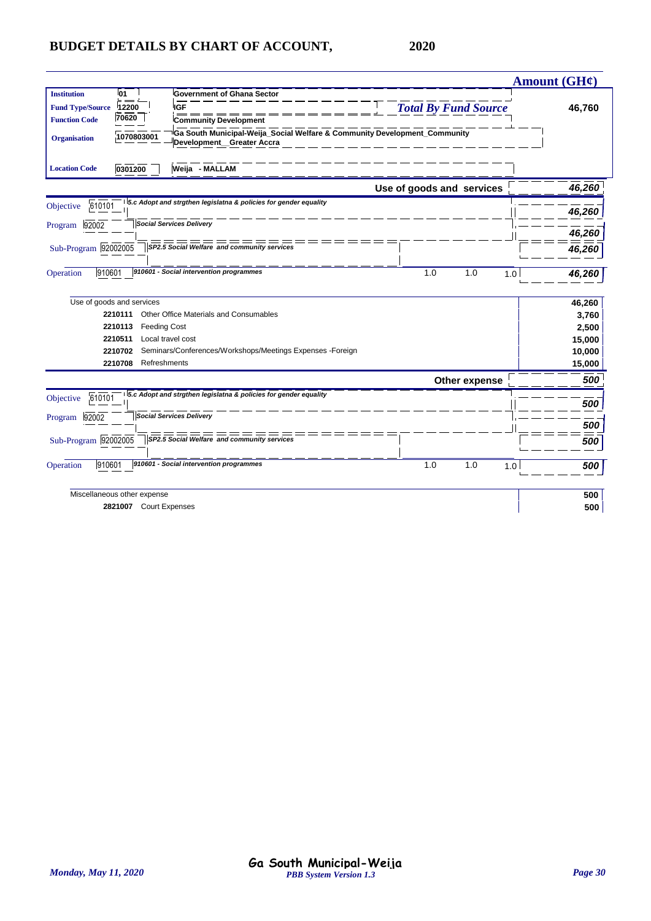# BUDGET DETAILS BY CHART OF ACCOUNT, 2020

| | | | Amount (GH¢) |
|---|---|---|---|
| **Institution** | 01 | Government of Ghana Sector | |
| **Fund Type/Source** | 12200 | IGF | *Total By Fund Source* **46,760** |
| **Function Code** | 70620 | Community Development | |
| **Organisation** | 1070803001 | Ga South Municipal-Weija_Social Welfare & Community Development_Community Development__Greater Accra | |
| **Location Code** | 0301200 | Weija - MALLAM | |

**Use of goods and services** — *46,260*

| | | | | | | |
|---|---|---|---|---|---|---|
| Objective | 610101 | *5.c Adopt and strgthen legislatna & policies for gender equality* | | | | *46,260* |
| Program | 92002 | *Social Services Delivery* | | | | *46,260* |
| Sub-Program | 92002005 | *SP2.5 Social Welfare and community services* | | | | *46,260* |
| Operation | 910601 | *910601 - Social intervention programmes* | 1.0 | 1.0 | 1.0 | *46,260* |

| Code | Description | Amount |
|---|---|---|
| | Use of goods and services | 46,260 |
| 2210111 | Other Office Materials and Consumables | 3,760 |
| 2210113 | Feeding Cost | 2,500 |
| 2210511 | Local travel cost | 15,000 |
| 2210702 | Seminars/Conferences/Workshops/Meetings Expenses -Foreign | 10,000 |
| 2210708 | Refreshments | 15,000 |

**Other expense** — *500*

| | | | | | | |
|---|---|---|---|---|---|---|
| Objective | 610101 | *5.c Adopt and strgthen legislatna & policies for gender equality* | | | | *500* |
| Program | 92002 | *Social Services Delivery* | | | | *500* |
| Sub-Program | 92002005 | *SP2.5 Social Welfare and community services* | | | | *500* |
| Operation | 910601 | *910601 - Social intervention programmes* | 1.0 | 1.0 | 1.0 | *500* |

| Code | Description | Amount |
|---|---|---|
| | Miscellaneous other expense | 500 |
| 2821007 | Court Expenses | 500 |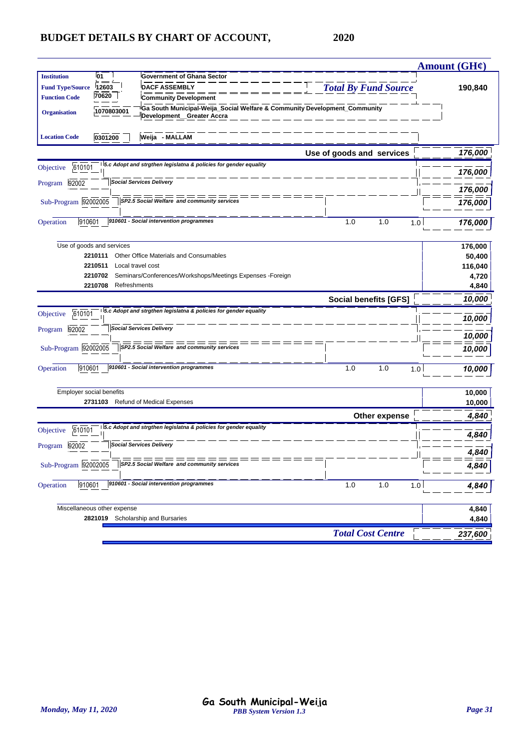# BUDGET DETAILS BY CHART OF ACCOUNT, 2020

**Amount (GH¢)**

| | | | |
|---|---|---|---|
| **Institution** | 01 | Government of Ghana Sector | |
| **Fund Type/Source** | 12603 | DACF ASSEMBLY | *Total By Fund Source* **190,840** |
| **Function Code** | 70620 | Community Development | |
| **Organisation** | 1070803001 | Ga South Municipal-Weija_Social Welfare & Community Development_Community Development__Greater Accra | |
| **Location Code** | 0301200 | Weija - MALLAM | |

**Use of goods and services** — *176,000*

| Level | Code | Description | | | | Amount |
|---|---|---|---|---|---|---|
| Objective | 610101 | 5.c Adopt and strgthen legislatna & policies for gender equality | | | | 176,000 |
| Program | 92002 | Social Services Delivery | | | | 176,000 |
| Sub-Program | 92002005 | SP2.5 Social Welfare and community services | | | | 176,000 |
| Operation | 910601 | 910601 - Social intervention programmes | 1.0 | 1.0 | 1.0 | 176,000 |

| Account | Description | Amount |
|---|---|---|
| | Use of goods and services | 176,000 |
| 2210111 | Other Office Materials and Consumables | 50,400 |
| 2210511 | Local travel cost | 116,040 |
| 2210702 | Seminars/Conferences/Workshops/Meetings Expenses -Foreign | 4,720 |
| 2210708 | Refreshments | 4,840 |

**Social benefits [GFS]** — *10,000*

| Level | Code | Description | | | | Amount |
|---|---|---|---|---|---|---|
| Objective | 610101 | 5.c Adopt and strgthen legislatna & policies for gender equality | | | | 10,000 |
| Program | 92002 | Social Services Delivery | | | | 10,000 |
| Sub-Program | 92002005 | SP2.5 Social Welfare and community services | | | | 10,000 |
| Operation | 910601 | 910601 - Social intervention programmes | 1.0 | 1.0 | 1.0 | 10,000 |

| Account | Description | Amount |
|---|---|---|
| | Employer social benefits | 10,000 |
| 2731103 | Refund of Medical Expenses | 10,000 |

**Other expense** — *4,840*

| Level | Code | Description | | | | Amount |
|---|---|---|---|---|---|---|
| Objective | 610101 | 5.c Adopt and strgthen legislatna & policies for gender equality | | | | 4,840 |
| Program | 92002 | Social Services Delivery | | | | 4,840 |
| Sub-Program | 92002005 | SP2.5 Social Welfare and community services | | | | 4,840 |
| Operation | 910601 | 910601 - Social intervention programmes | 1.0 | 1.0 | 1.0 | 4,840 |

| Account | Description | Amount |
|---|---|---|
| | Miscellaneous other expense | 4,840 |
| 2821019 | Scholarship and Bursaries | 4,840 |

***Total Cost Centre*** — *237,600*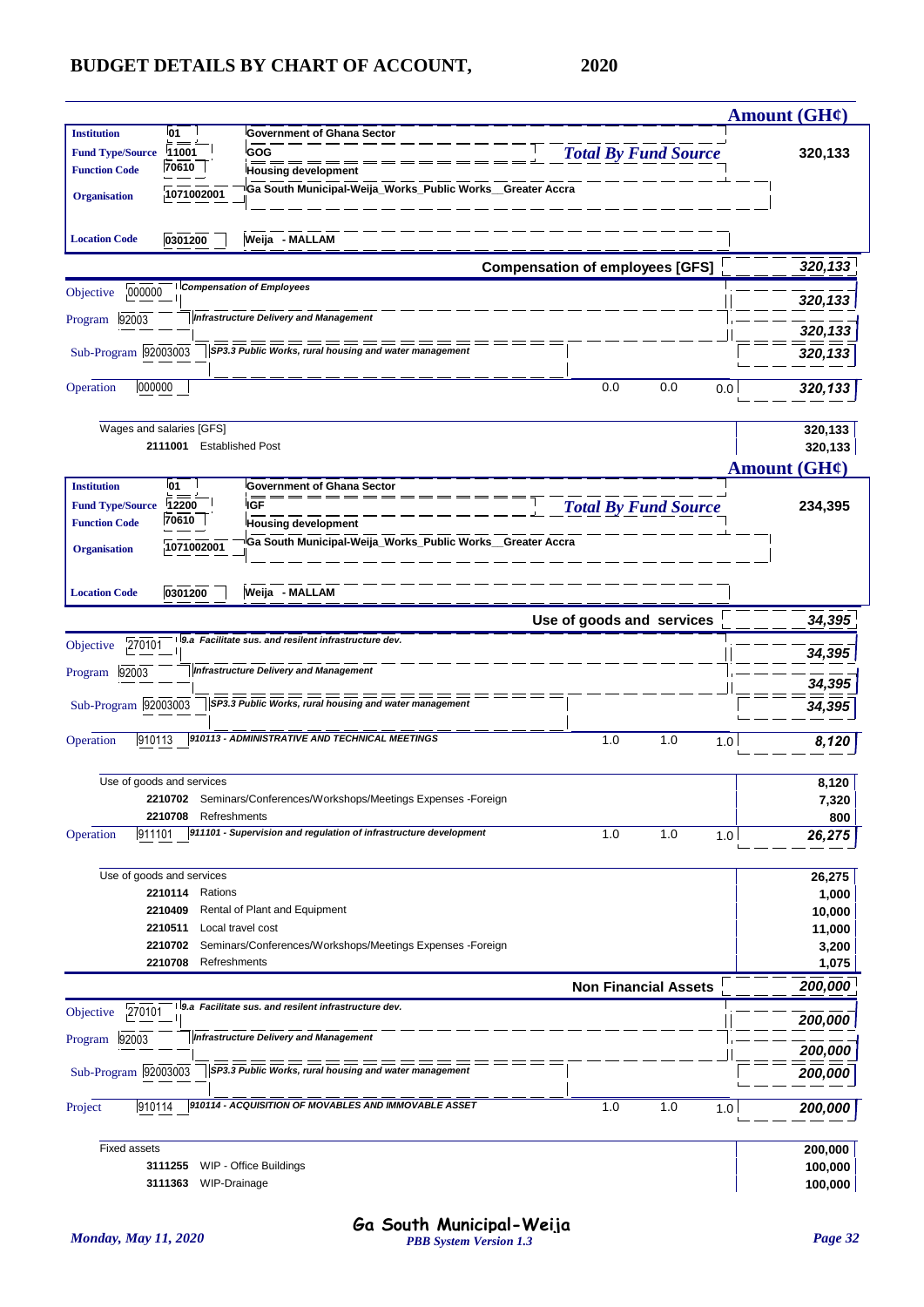## BUDGET DETAILS BY CHART OF ACCOUNT, 2020

**Amount (GH¢)**

| | | | |
|---|---|---|---|
| **Institution** | 01 | Government of Ghana Sector | |
| **Fund Type/Source** | 11001 | GOG | ***Total By Fund Source*** **320,133** |
| **Function Code** | 70610 | Housing development | |
| **Organisation** | 1071002001 | Ga South Municipal-Weija_Works_Public Works__Greater Accra | |
| **Location Code** | 0301200 | Weija - MALLAM | |

**Compensation of employees [GFS]** — *320,133*

| | | | | | | |
|---|---|---|---|---|---|---|
| Objective | 000000 | *Compensation of Employees* | | | | *320,133* |
| Program | 92003 | *Infrastructure Delivery and Management* | | | | *320,133* |
| Sub-Program | 92003003 | *SP3.3 Public Works, rural housing and water management* | | | | *320,133* |
| Operation | 000000 | | 0.0 | 0.0 | 0.0 | *320,133* |

| | | |
|---|---|---|
| Wages and salaries [GFS] | | 320,133 |
| 2111001 | Established Post | 320,133 |

**Amount (GH¢)**

| | | | |
|---|---|---|---|
| **Institution** | 01 | Government of Ghana Sector | |
| **Fund Type/Source** | 12200 | IGF | ***Total By Fund Source*** **234,395** |
| **Function Code** | 70610 | Housing development | |
| **Organisation** | 1071002001 | Ga South Municipal-Weija_Works_Public Works__Greater Accra | |
| **Location Code** | 0301200 | Weija - MALLAM | |

**Use of goods and services** — *34,395*

| | | | | | | |
|---|---|---|---|---|---|---|
| Objective | 270101 | *9.a Facilitate sus. and resilient infrastructure dev.* | | | | *34,395* |
| Program | 92003 | *Infrastructure Delivery and Management* | | | | *34,395* |
| Sub-Program | 92003003 | *SP3.3 Public Works, rural housing and water management* | | | | *34,395* |
| Operation | 910113 | *910113 - ADMINISTRATIVE AND TECHNICAL MEETINGS* | 1.0 | 1.0 | 1.0 | *8,120* |

| | | |
|---|---|---|
| Use of goods and services | | 8,120 |
| 2210702 | Seminars/Conferences/Workshops/Meetings Expenses -Foreign | 7,320 |
| 2210708 | Refreshments | 800 |

| | | | | | | |
|---|---|---|---|---|---|---|
| Operation | 911101 | *911101 - Supervision and regulation of infrastructure development* | 1.0 | 1.0 | 1.0 | *26,275* |

| | | |
|---|---|---|
| Use of goods and services | | 26,275 |
| 2210114 | Rations | 1,000 |
| 2210409 | Rental of Plant and Equipment | 10,000 |
| 2210511 | Local travel cost | 11,000 |
| 2210702 | Seminars/Conferences/Workshops/Meetings Expenses -Foreign | 3,200 |
| 2210708 | Refreshments | 1,075 |

**Non Financial Assets** — *200,000*

| | | | | | | |
|---|---|---|---|---|---|---|
| Objective | 270101 | *9.a Facilitate sus. and resilient infrastructure dev.* | | | | *200,000* |
| Program | 92003 | *Infrastructure Delivery and Management* | | | | *200,000* |
| Sub-Program | 92003003 | *SP3.3 Public Works, rural housing and water management* | | | | *200,000* |
| Project | 910114 | *910114 - ACQUISITION OF MOVABLES AND IMMOVABLE ASSET* | 1.0 | 1.0 | 1.0 | *200,000* |

| | | |
|---|---|---|
| Fixed assets | | 200,000 |
| 3111255 | WIP - Office Buildings | 100,000 |
| 3111363 | WIP-Drainage | 100,000 |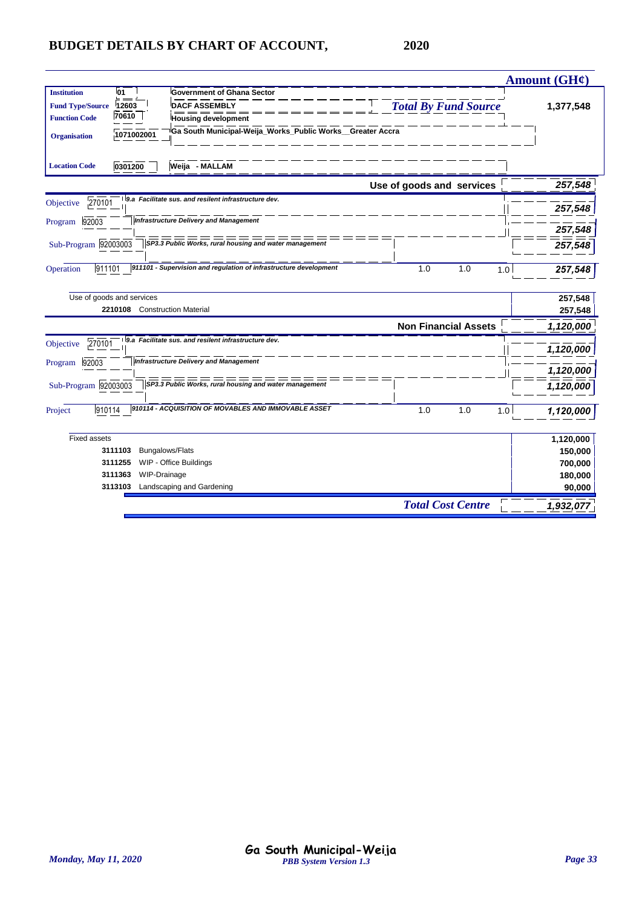# BUDGET DETAILS BY CHART OF ACCOUNT, 2020

| | | | | | | Amount (GH¢) |
|---|---|---|---|---|---|---|
| **Institution** | 01 | Government of Ghana Sector | | | | |
| **Fund Type/Source** | 12603 | DACF ASSEMBLY | *Total By Fund Source* | | | 1,377,548 |
| **Function Code** | 70610 | Housing development | | | | |
| **Organisation** | 1071002001 | Ga South Municipal-Weija_Works_Public Works__Greater Accra | | | | |
| **Location Code** | 0301200 | Weija - MALLAM | | | | |
| | | | **Use of goods and services** | | | *257,548* |
| Objective | 270101 | *9.a Facilitate sus. and resilient infrastructure dev.* | | | | *257,548* |
| Program | 92003 | *Infrastructure Delivery and Management* | | | | *257,548* |
| Sub-Program | 92003003 | *SP3.3 Public Works, rural housing and water management* | | | | *257,548* |
| Operation | 911101 | *911101 - Supervision and regulation of infrastructure development* | 1.0 | 1.0 | 1.0 | *257,548* |
| Use of goods and services | | | | | | 257,548 |
| | 2210108 | Construction Material | | | | 257,548 |
| | | | **Non Financial Assets** | | | *1,120,000* |
| Objective | 270101 | *9.a Facilitate sus. and resilient infrastructure dev.* | | | | *1,120,000* |
| Program | 92003 | *Infrastructure Delivery and Management* | | | | *1,120,000* |
| Sub-Program | 92003003 | *SP3.3 Public Works, rural housing and water management* | | | | *1,120,000* |
| Project | 910114 | *910114 - ACQUISITION OF MOVABLES AND IMMOVABLE ASSET* | 1.0 | 1.0 | 1.0 | *1,120,000* |
| Fixed assets | | | | | | 1,120,000 |
| | 3111103 | Bungalows/Flats | | | | 150,000 |
| | 3111255 | WIP - Office Buildings | | | | 700,000 |
| | 3111363 | WIP-Drainage | | | | 180,000 |
| | 3113103 | Landscaping and Gardening | | | | 90,000 |
| | | | *Total Cost Centre* | | | *1,932,077* |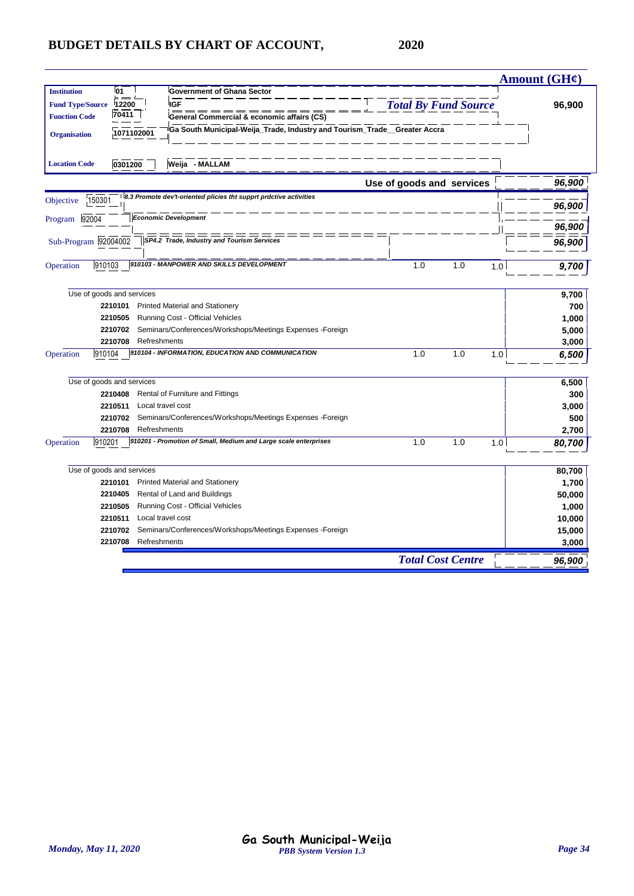# BUDGET DETAILS BY CHART OF ACCOUNT, 2020

**Amount (GH¢)**

| | | | |
|---|---|---|---|
| **Institution** | 01 | Government of Ghana Sector | |
| **Fund Type/Source** | 12200 | IGF | ***Total By Fund Source*** 96,900 |
| **Function Code** | 70411 | General Commercial & economic affairs (CS) | |
| **Organisation** | 1071102001 | Ga South Municipal-Weija_Trade, Industry and Tourism_Trade__Greater Accra | |
| **Location Code** | 0301200 | Weija - MALLAM | |

**Use of goods and services** ***96,900***

| | | | | | |
|---|---|---|---|---|---|
| Objective 150301 | *8.3 Promote dev't-oriented plicies tht supprt prdctive activities* | | | | ***96,900*** |
| Program 92004 | *Economic Development* | | | | ***96,900*** |
| Sub-Program 92004002 | *SP4.2 Trade, Industry and Tourism Services* | | | | ***96,900*** |
| Operation 910103 | *910103 - MANPOWER AND SKILLS DEVELOPMENT* | 1.0 | 1.0 | 1.0 | ***9,700*** |
| | Use of goods and services | | | | **9,700** |
| 2210101 | Printed Material and Stationery | | | | **700** |
| 2210505 | Running Cost - Official Vehicles | | | | **1,000** |
| 2210702 | Seminars/Conferences/Workshops/Meetings Expenses -Foreign | | | | **5,000** |
| 2210708 | Refreshments | | | | **3,000** |
| Operation 910104 | *910104 - INFORMATION, EDUCATION AND COMMUNICATION* | 1.0 | 1.0 | 1.0 | ***6,500*** |
| | Use of goods and services | | | | **6,500** |
| 2210408 | Rental of Furniture and Fittings | | | | **300** |
| 2210511 | Local travel cost | | | | **3,000** |
| 2210702 | Seminars/Conferences/Workshops/Meetings Expenses -Foreign | | | | **500** |
| 2210708 | Refreshments | | | | **2,700** |
| Operation 910201 | *910201 - Promotion of Small, Medium and Large scale enterprises* | 1.0 | 1.0 | 1.0 | ***80,700*** |
| | Use of goods and services | | | | **80,700** |
| 2210101 | Printed Material and Stationery | | | | **1,700** |
| 2210405 | Rental of Land and Buildings | | | | **50,000** |
| 2210505 | Running Cost - Official Vehicles | | | | **1,000** |
| 2210511 | Local travel cost | | | | **10,000** |
| 2210702 | Seminars/Conferences/Workshops/Meetings Expenses -Foreign | | | | **15,000** |
| 2210708 | Refreshments | | | | **3,000** |

***Total Cost Centre*** ***96,900***

Ga South Municipal-Weija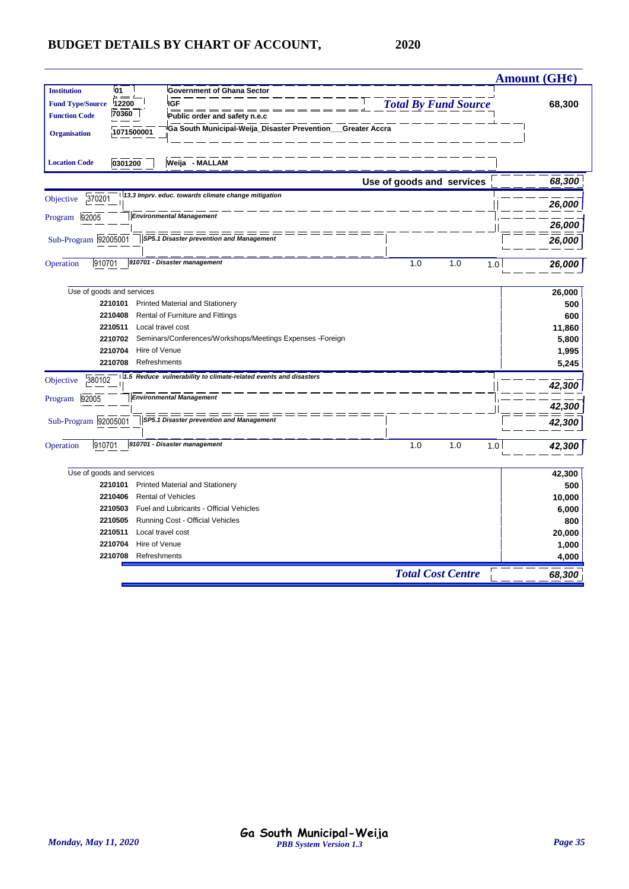# BUDGET DETAILS BY CHART OF ACCOUNT, 2020

| | | | Amount (GH¢) |
|---|---|---|---|
| **Institution** | 01 | Government of Ghana Sector | |
| **Fund Type/Source** | 12200 | IGF | ***Total By Fund Source*** **68,300** |
| **Function Code** | 70360 | Public order and safety n.e.c | |
| **Organisation** | 1071500001 | Ga South Municipal-Weija_Disaster Prevention___Greater Accra | |
| **Location Code** | 0301200 | Weija - MALLAM | |

**Use of goods and services** — ***68,300***

| Level | Code | Description | | | | Amount |
|---|---|---|---|---|---|---|
| Objective | 370201 | *13.3 Imprv. educ. towards climate change mitigation* | | | | ***26,000*** |
| Program | 92005 | *Environmental Management* | | | | ***26,000*** |
| Sub-Program | 92005001 | *SP5.1 Disaster prevention and Management* | | | | ***26,000*** |
| Operation | 910701 | *910701 - Disaster management* | 1.0 | 1.0 | 1.0 | ***26,000*** |

| Code | Use of goods and services | Amount |
|---|---|---|
| | Use of goods and services | **26,000** |
| **2210101** | Printed Material and Stationery | **500** |
| **2210408** | Rental of Furniture and Fittings | **600** |
| **2210511** | Local travel cost | **11,860** |
| **2210702** | Seminars/Conferences/Workshops/Meetings Expenses -Foreign | **5,800** |
| **2210704** | Hire of Venue | **1,995** |
| **2210708** | Refreshments | **5,245** |

| Level | Code | Description | | | | Amount |
|---|---|---|---|---|---|---|
| Objective | 380102 | *1.5 Reduce vulnerability to climate-related events and disasters* | | | | ***42,300*** |
| Program | 92005 | *Environmental Management* | | | | ***42,300*** |
| Sub-Program | 92005001 | *SP5.1 Disaster prevention and Management* | | | | ***42,300*** |
| Operation | 910701 | *910701 - Disaster management* | 1.0 | 1.0 | 1.0 | ***42,300*** |

| Code | Use of goods and services | Amount |
|---|---|---|
| | Use of goods and services | **42,300** |
| **2210101** | Printed Material and Stationery | **500** |
| **2210406** | Rental of Vehicles | **10,000** |
| **2210503** | Fuel and Lubricants - Official Vehicles | **6,000** |
| **2210505** | Running Cost - Official Vehicles | **800** |
| **2210511** | Local travel cost | **20,000** |
| **2210704** | Hire of Venue | **1,000** |
| **2210708** | Refreshments | **4,000** |

***Total Cost Centre*** — ***68,300***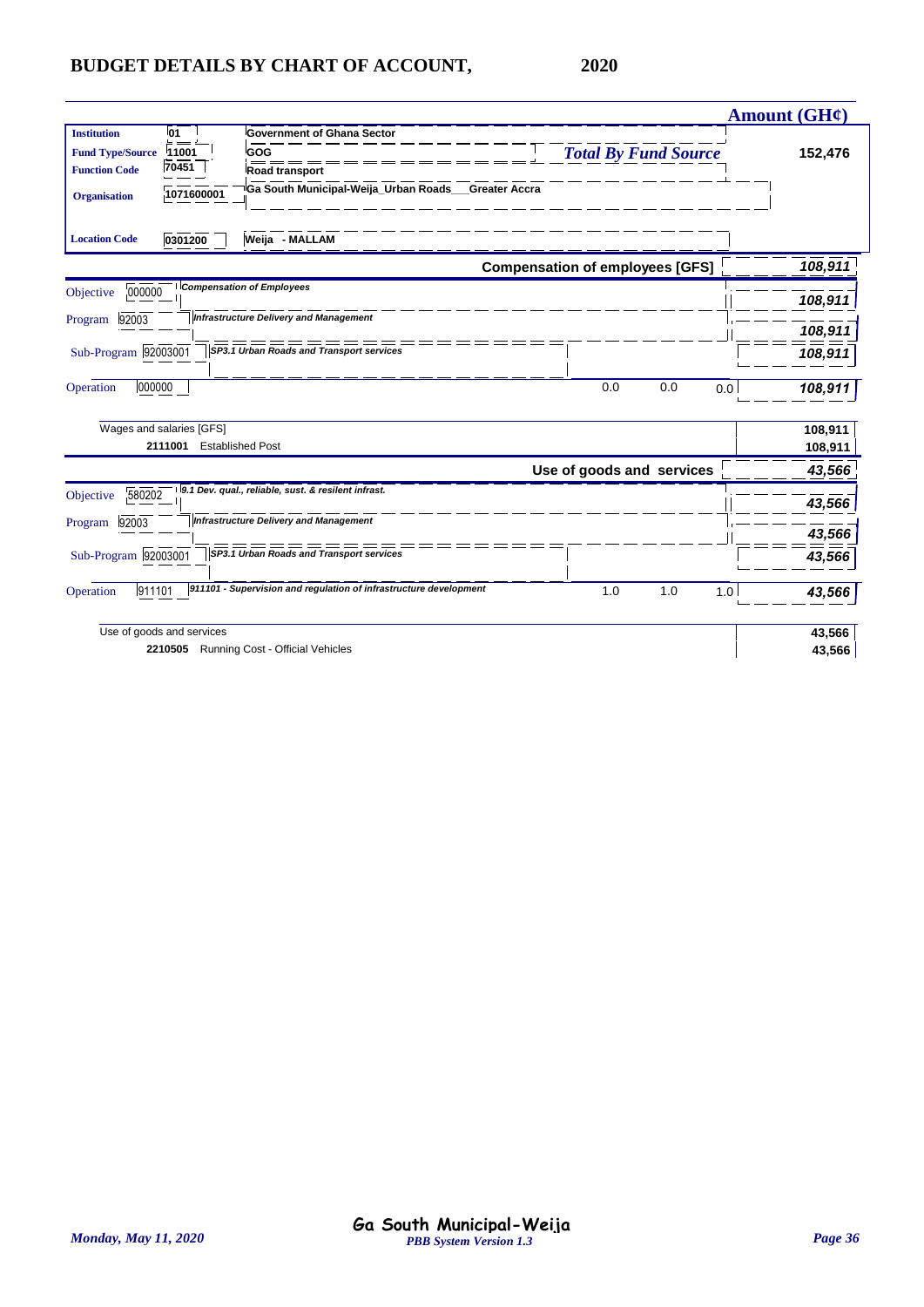## BUDGET DETAILS BY CHART OF ACCOUNT, 2020

| | | | | | | Amount (GH¢) |
|---|---|---|---|---|---|---|
| **Institution** | **01** | **Government of Ghana Sector** | | | | |
| **Fund Type/Source** | **11001** | **GOG** | ***Total By Fund Source*** | | | **152,476** |
| **Function Code** | **70451** | **Road transport** | | | | |
| **Organisation** | **1071600001** | **Ga South Municipal-Weija_Urban Roads___Greater Accra** | | | | |
| **Location Code** | **0301200** | **Weija - MALLAM** | | | | |
| | | | **Compensation of employees [GFS]** | | | ***108,911*** |
| Objective | 000000 | *Compensation of Employees* | | | | ***108,911*** |
| Program | 92003 | *Infrastructure Delivery and Management* | | | | ***108,911*** |
| Sub-Program | 92003001 | *SP3.1 Urban Roads and Transport services* | | | | ***108,911*** |
| Operation | 000000 | | 0.0 | 0.0 | 0.0 | ***108,911*** |
| Wages and salaries [GFS] | | | | | | **108,911** |
| | **2111001** | Established Post | | | | **108,911** |
| | | | **Use of goods and services** | | | ***43,566*** |
| Objective | 580202 | *9.1 Dev. qual., reliable, sust. & resilent infrast.* | | | | ***43,566*** |
| Program | 92003 | *Infrastructure Delivery and Management* | | | | ***43,566*** |
| Sub-Program | 92003001 | *SP3.1 Urban Roads and Transport services* | | | | ***43,566*** |
| Operation | 911101 | *911101 - Supervision and regulation of infrastructure development* | 1.0 | 1.0 | 1.0 | ***43,566*** |
| Use of goods and services | | | | | | **43,566** |
| | **2210505** | Running Cost - Official Vehicles | | | | **43,566** |

Ga South Municipal-Weija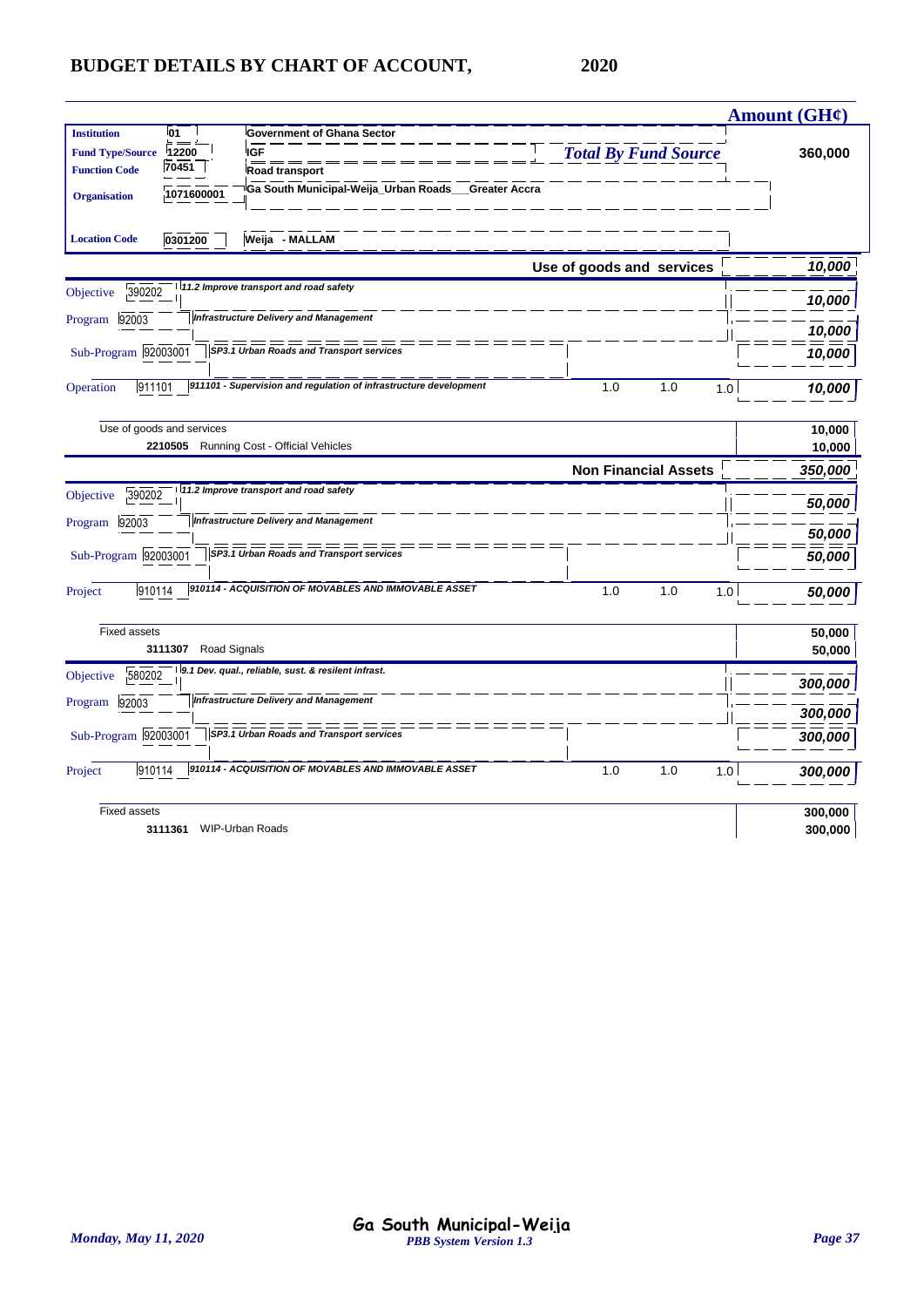# BUDGET DETAILS BY CHART OF ACCOUNT, 2020

| | | | Amount (GH¢) |
|---|---|---|---|
| **Institution** | 01 | Government of Ghana Sector | |
| **Fund Type/Source** | 12200 | IGF | ***Total By Fund Source*** **360,000** |
| **Function Code** | 70451 | Road transport | |
| **Organisation** | 1071600001 | Ga South Municipal-Weija_Urban Roads___Greater Accra | |
| **Location Code** | 0301200 | Weija - MALLAM | |

| | | | | | | Amount (GH¢) |
|---|---|---|---|---|---|---|
| | | **Use of goods and services** | | | | ***10,000*** |
| Objective | 390202 | *11.2 Improve transport and road safety* | | | | ***10,000*** |
| Program | 92003 | *Infrastructure Delivery and Management* | | | | ***10,000*** |
| Sub-Program | 92003001 | *SP3.1 Urban Roads and Transport services* | | | | ***10,000*** |
| Operation | 911101 | *911101 - Supervision and regulation of infrastructure development* | 1.0 | 1.0 | 1.0 | ***10,000*** |
| | | Use of goods and services | | | | 10,000 |
| | 2210505 | Running Cost - Official Vehicles | | | | 10,000 |
| | | **Non Financial Assets** | | | | ***350,000*** |
| Objective | 390202 | *11.2 Improve transport and road safety* | | | | ***50,000*** |
| Program | 92003 | *Infrastructure Delivery and Management* | | | | ***50,000*** |
| Sub-Program | 92003001 | *SP3.1 Urban Roads and Transport services* | | | | ***50,000*** |
| Project | 910114 | *910114 - ACQUISITION OF MOVABLES AND IMMOVABLE ASSET* | 1.0 | 1.0 | 1.0 | ***50,000*** |
| | | Fixed assets | | | | 50,000 |
| | 3111307 | Road Signals | | | | 50,000 |
| Objective | 580202 | *9.1 Dev. qual., reliable, sust. & resilent infrast.* | | | | ***300,000*** |
| Program | 92003 | *Infrastructure Delivery and Management* | | | | ***300,000*** |
| Sub-Program | 92003001 | *SP3.1 Urban Roads and Transport services* | | | | ***300,000*** |
| Project | 910114 | *910114 - ACQUISITION OF MOVABLES AND IMMOVABLE ASSET* | 1.0 | 1.0 | 1.0 | ***300,000*** |
| | | Fixed assets | | | | 300,000 |
| | 3111361 | WIP-Urban Roads | | | | 300,000 |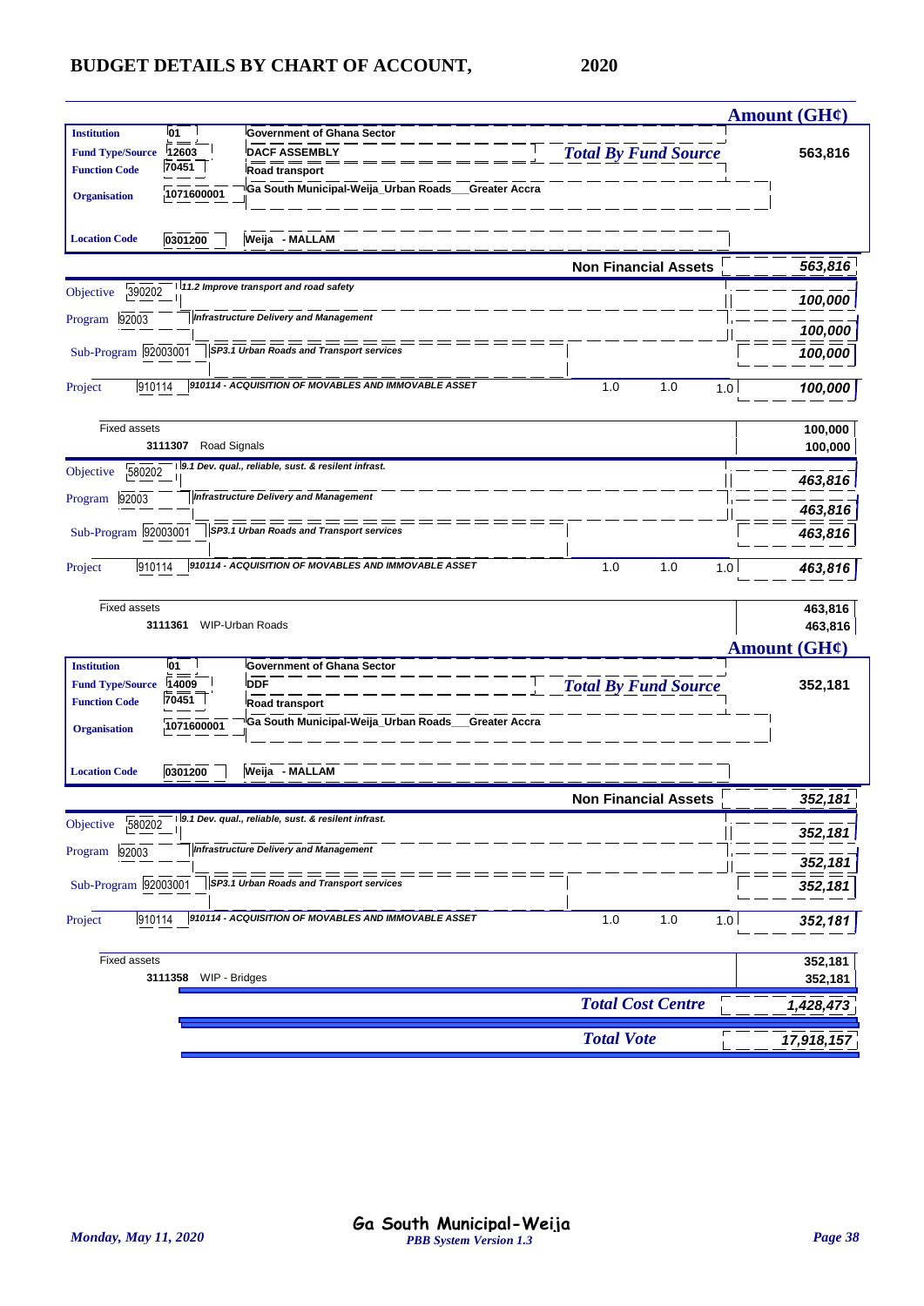# BUDGET DETAILS BY CHART OF ACCOUNT, 2020

| | | | | | | Amount (GH¢) |
|---|---|---|---|---|---|---|
| **Institution** | 01 | Government of Ghana Sector | | | | |
| **Fund Type/Source** | 12603 | DACF ASSEMBLY | *Total By Fund Source* | | | 563,816 |
| **Function Code** | 70451 | Road transport | | | | |
| **Organisation** | 1071600001 | Ga South Municipal-Weija_Urban Roads___Greater Accra | | | | |
| **Location Code** | 0301200 | Weija - MALLAM | | | | |
| | | | **Non Financial Assets** | | | *563,816* |
| Objective | 390202 | *11.2 Improve transport and road safety* | | | | *100,000* |
| Program | 92003 | *Infrastructure Delivery and Management* | | | | *100,000* |
| Sub-Program | 92003001 | *SP3.1 Urban Roads and Transport services* | | | | *100,000* |
| Project | 910114 | *910114 - ACQUISITION OF MOVABLES AND IMMOVABLE ASSET* | 1.0 | 1.0 | 1.0 | *100,000* |
| Fixed assets | | | | | | 100,000 |
| | 3111307 | Road Signals | | | | 100,000 |
| Objective | 580202 | *9.1 Dev. qual., reliable, sust. & resilent infrast.* | | | | *463,816* |
| Program | 92003 | *Infrastructure Delivery and Management* | | | | *463,816* |
| Sub-Program | 92003001 | *SP3.1 Urban Roads and Transport services* | | | | *463,816* |
| Project | 910114 | *910114 - ACQUISITION OF MOVABLES AND IMMOVABLE ASSET* | 1.0 | 1.0 | 1.0 | *463,816* |
| Fixed assets | | | | | | 463,816 |
| | 3111361 | WIP-Urban Roads | | | | 463,816 |

| | | | | | | Amount (GH¢) |
|---|---|---|---|---|---|---|
| **Institution** | 01 | Government of Ghana Sector | | | | |
| **Fund Type/Source** | 14009 | DDF | *Total By Fund Source* | | | 352,181 |
| **Function Code** | 70451 | Road transport | | | | |
| **Organisation** | 1071600001 | Ga South Municipal-Weija_Urban Roads___Greater Accra | | | | |
| **Location Code** | 0301200 | Weija - MALLAM | | | | |
| | | | **Non Financial Assets** | | | *352,181* |
| Objective | 580202 | *9.1 Dev. qual., reliable, sust. & resilent infrast.* | | | | *352,181* |
| Program | 92003 | *Infrastructure Delivery and Management* | | | | *352,181* |
| Sub-Program | 92003001 | *SP3.1 Urban Roads and Transport services* | | | | *352,181* |
| Project | 910114 | *910114 - ACQUISITION OF MOVABLES AND IMMOVABLE ASSET* | 1.0 | 1.0 | 1.0 | *352,181* |
| Fixed assets | | | | | | 352,181 |
| | 3111358 | WIP - Bridges | | | | 352,181 |
| | | | *Total Cost Centre* | | | *1,428,473* |
| | | | *Total Vote* | | | *17,918,157* |

*Monday, May 11, 2020* — Ga South Municipal-Weija — *PBB System Version 1.3*